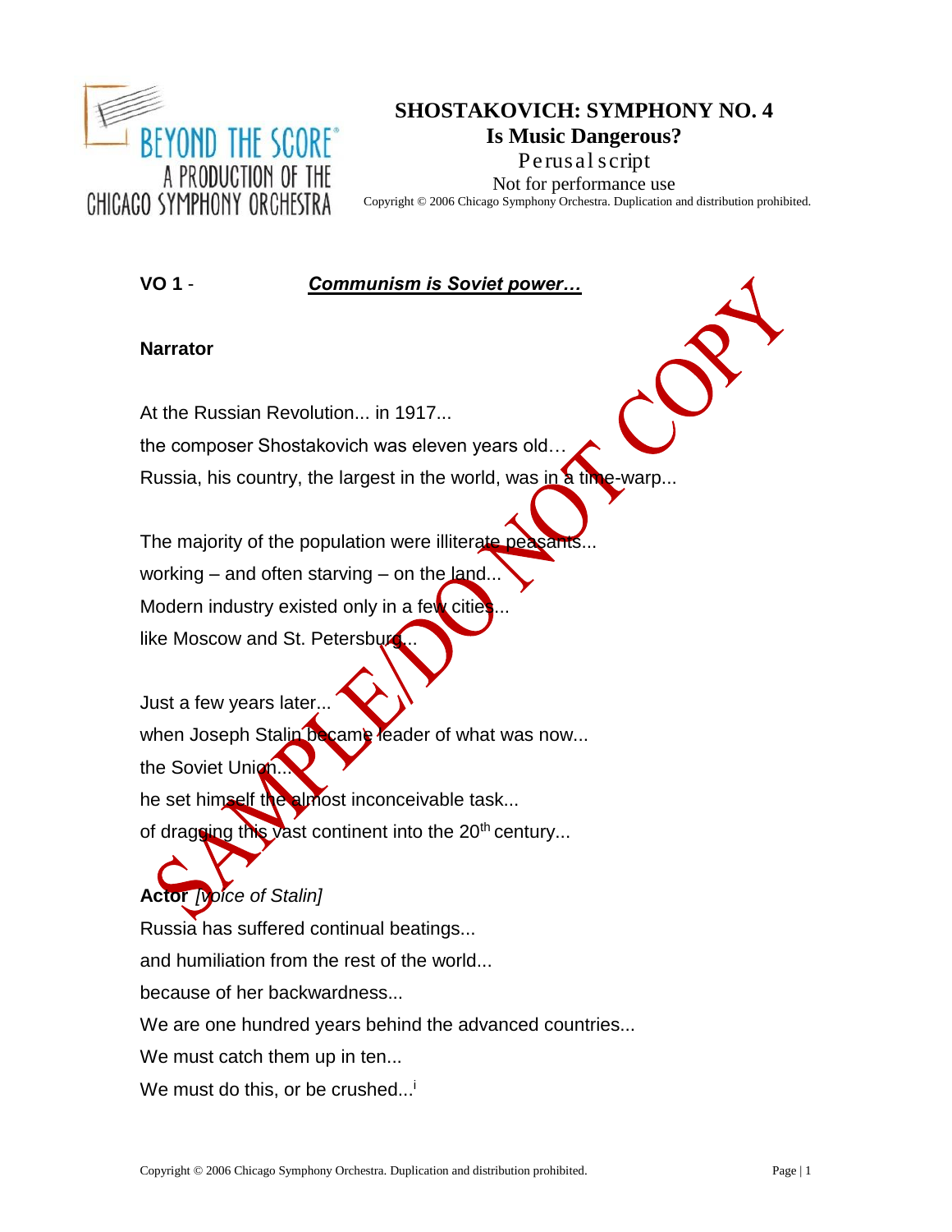# SHOSTAKOVICH: SYMPHONY NO. 4

## Is Music Dangerous?

Perusal script

Not for performance use

Copyright © 2006 Chicago Symphony Orchestra. Duplication and distribution prohibited.

**VO 1** - ***Communism is Soviet power…***

**Narrator**

At the Russian Revolution... in 1917...
the composer Shostakovich was eleven years old…
Russia, his country, the largest in the world, was in a time-warp...

The majority of the population were illiterate peasants...
working – and often starving – on the land...
Modern industry existed only in a few cities...
like Moscow and St. Petersburg...

Just a few years later...
when Joseph Stalin became leader of what was now...
the Soviet Union...
he set himself the almost inconceivable task...
of dragging this vast continent into the 20$^{th}$ century...

**Actor** *[voice of Stalin]*

Russia has suffered continual beatings...
and humiliation from the rest of the world...
because of her backwardness...
We are one hundred years behind the advanced countries...
We must catch them up in ten...
We must do this, or be crushed...[i]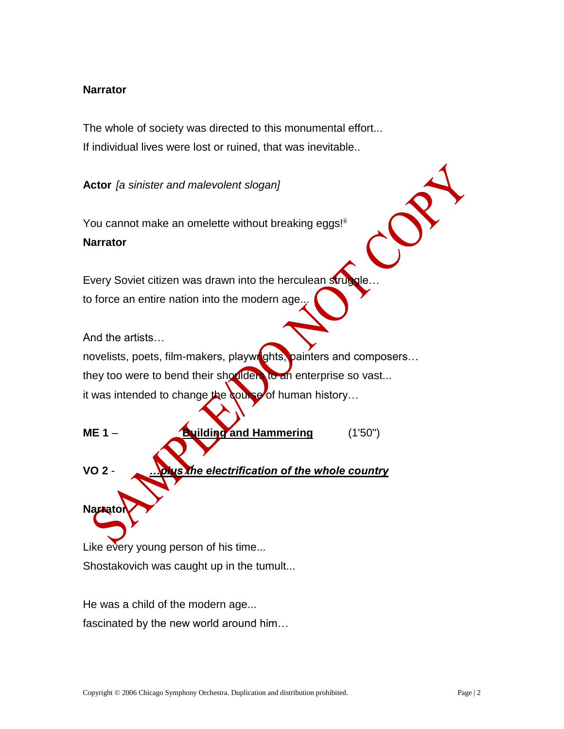**Narrator**

The whole of society was directed to this monumental effort...
If individual lives were lost or ruined, that was inevitable..

**Actor** *[a sinister and malevolent slogan]*

You cannot make an omelette without breaking eggs![ii]

**Narrator**

Every Soviet citizen was drawn into the herculean struggle…
to force an entire nation into the modern age...

And the artists…
novelists, poets, film-makers, playwrights, painters and composers…
they too were to bend their shoulders to an enterprise so vast...
it was intended to change the course of human history…

**ME 1** – **Building and Hammering** (1'50")

**VO 2** - ***…plus the electrification of the whole country***

**Narrator**

Like every young person of his time...
Shostakovich was caught up in the tumult...

He was a child of the modern age...
fascinated by the new world around him…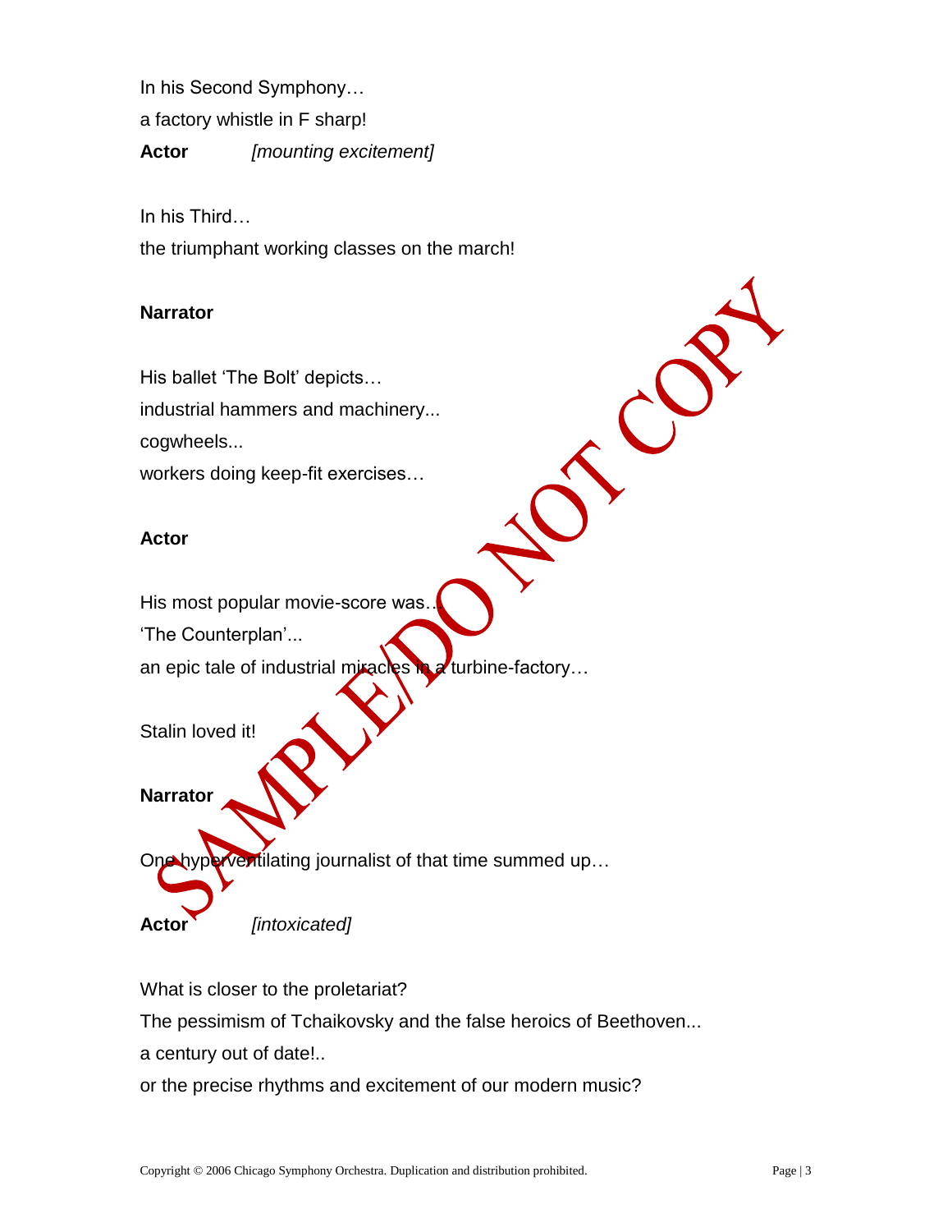In his Second Symphony…

a factory whistle in F sharp!

**Actor** *[mounting excitement]*

In his Third…

the triumphant working classes on the march!

**Narrator**

His ballet 'The Bolt' depicts…

industrial hammers and machinery...

cogwheels...

workers doing keep-fit exercises…

**Actor**

His most popular movie-score was…

'The Counterplan'...

an epic tale of industrial miracles in a turbine-factory…

Stalin loved it!

**Narrator**

One hyperventilating journalist of that time summed up…

**Actor** *[intoxicated]*

What is closer to the proletariat?

The pessimism of Tchaikovsky and the false heroics of Beethoven...

a century out of date!..

or the precise rhythms and excitement of our modern music?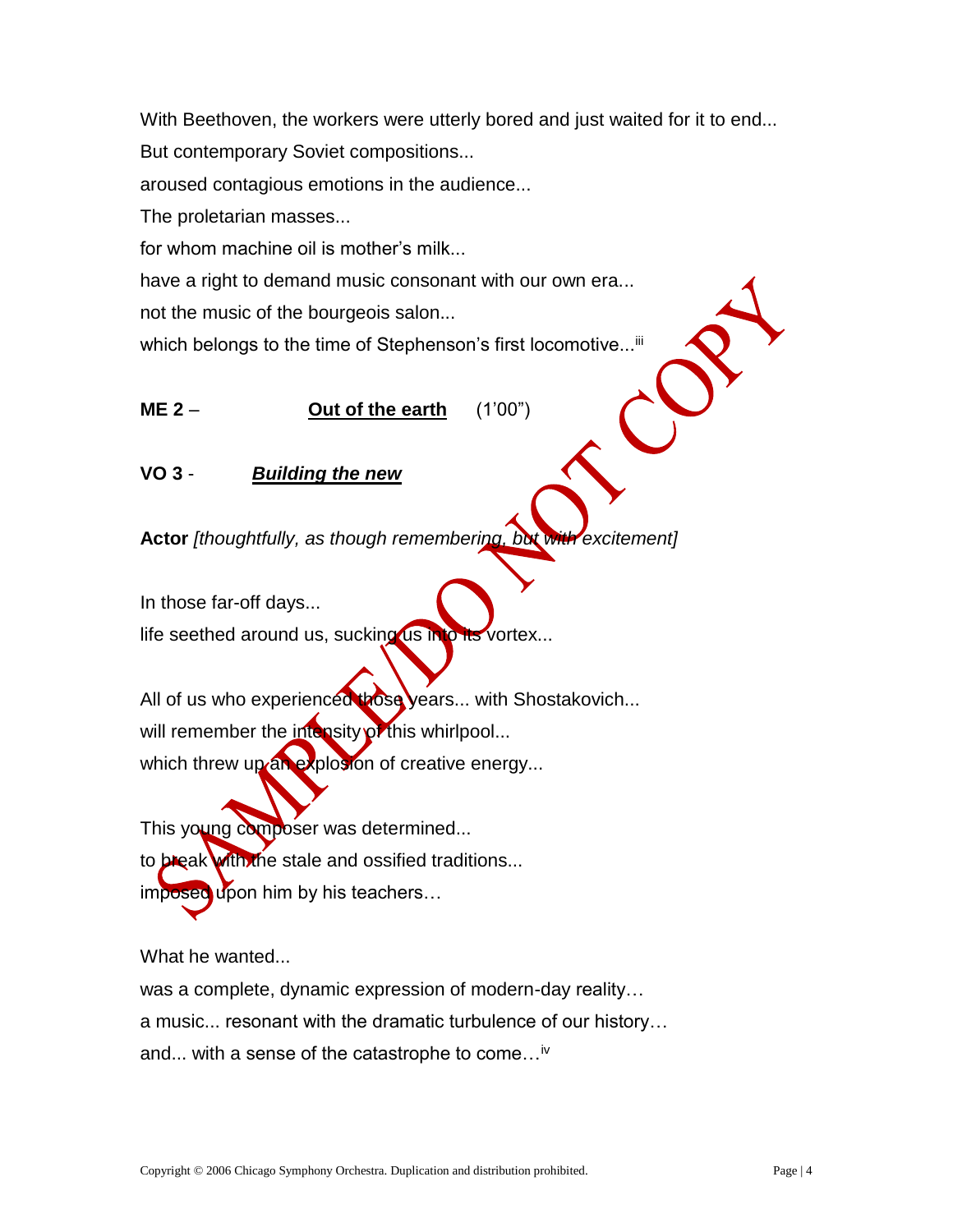With Beethoven, the workers were utterly bored and just waited for it to end...

But contemporary Soviet compositions...

aroused contagious emotions in the audience...

The proletarian masses...

for whom machine oil is mother's milk...

have a right to demand music consonant with our own era...

not the music of the bourgeois salon...

which belongs to the time of Stephenson's first locomotive...[iii]

**ME 2** – **Out of the earth** (1'00")

**VO 3** - ***Building the new***

**Actor** *[thoughtfully, as though remembering, but with excitement]*

In those far-off days...

life seethed around us, sucking us into its vortex...

All of us who experienced those years... with Shostakovich...

will remember the intensity of this whirlpool...

which threw up an explosion of creative energy...

This young composer was determined...

to break with the stale and ossified traditions...

imposed upon him by his teachers…

What he wanted...

was a complete, dynamic expression of modern-day reality…

a music... resonant with the dramatic turbulence of our history…

and... with a sense of the catastrophe to come…[iv]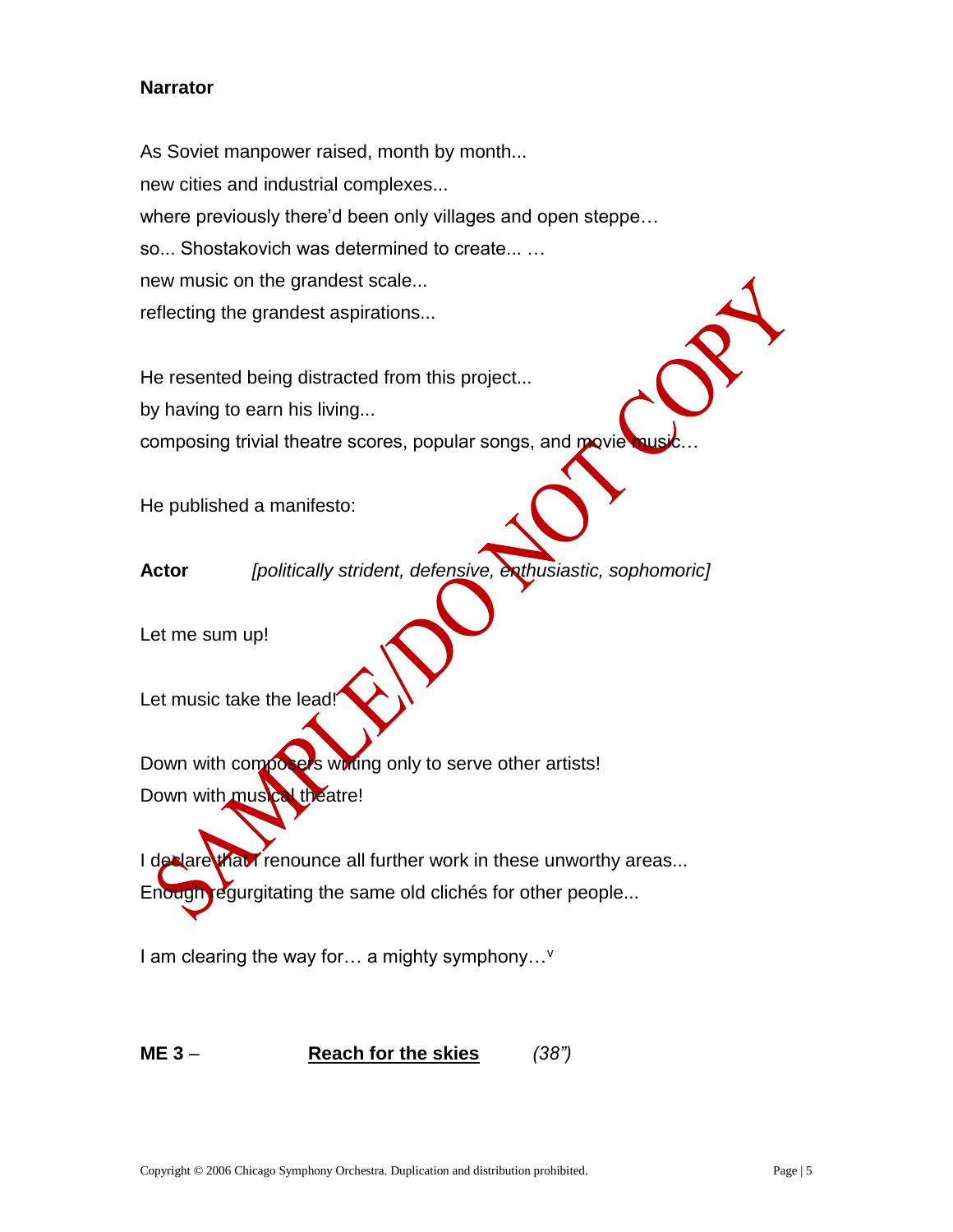**Narrator**

As Soviet manpower raised, month by month...
new cities and industrial complexes...
where previously there'd been only villages and open steppe…
so... Shostakovich was determined to create... …
new music on the grandest scale...
reflecting the grandest aspirations...

He resented being distracted from this project...
by having to earn his living...
composing trivial theatre scores, popular songs, and movie music…

He published a manifesto:

**Actor** *[politically strident, defensive, enthusiastic, sophomoric]*

Let me sum up!

Let music take the lead!

Down with composers writing only to serve other artists!
Down with musical theatre!

I declare that I renounce all further work in these unworthy areas...
Enough regurgitating the same old clichés for other people...

I am clearing the way for… a mighty symphony…[v]

**ME 3** – <u>**Reach for the skies**</u> *(38")*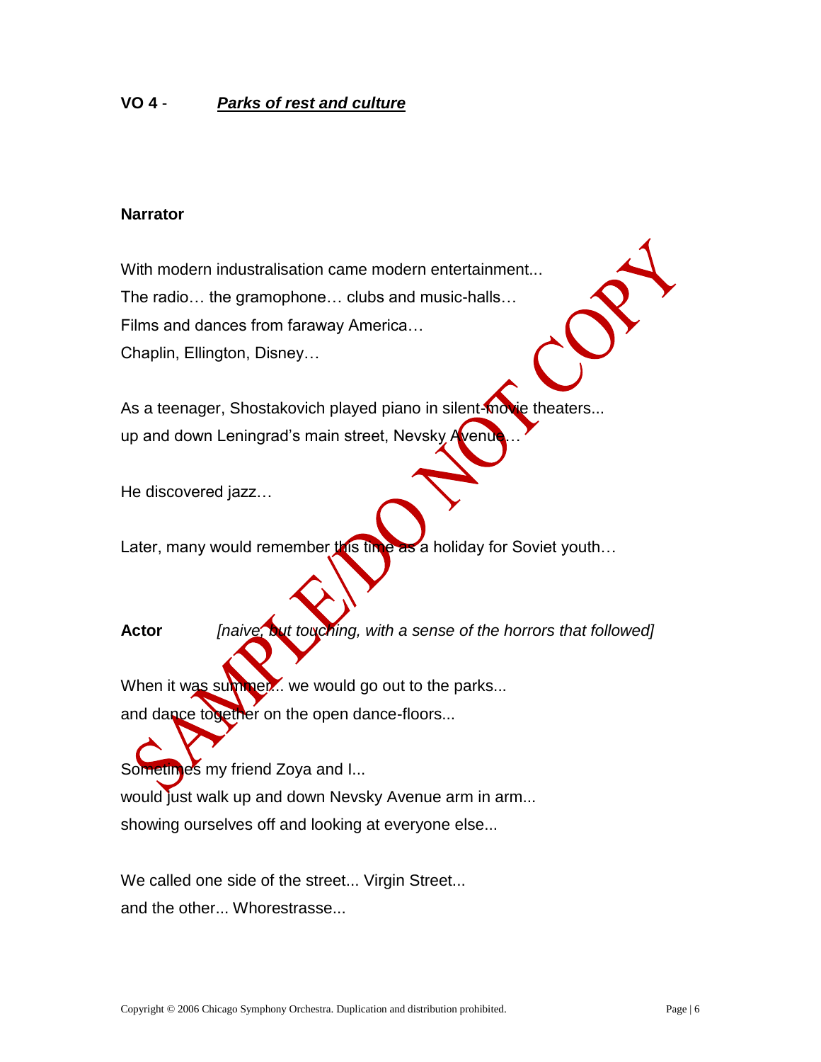**VO 4** - ***Parks of rest and culture***

**Narrator**

With modern industrialisation came modern entertainment...
The radio… the gramophone… clubs and music-halls…
Films and dances from faraway America…
Chaplin, Ellington, Disney…

As a teenager, Shostakovich played piano in silent-movie theaters...
up and down Leningrad's main street, Nevsky Avenue…

He discovered jazz…

Later, many would remember this time as a holiday for Soviet youth…

**Actor** *[naive, but touching, with a sense of the horrors that followed]*

When it was summer... we would go out to the parks...
and dance together on the open dance-floors...

Sometimes my friend Zoya and I...
would just walk up and down Nevsky Avenue arm in arm...
showing ourselves off and looking at everyone else...

We called one side of the street... Virgin Street...
and the other... Whorestrasse...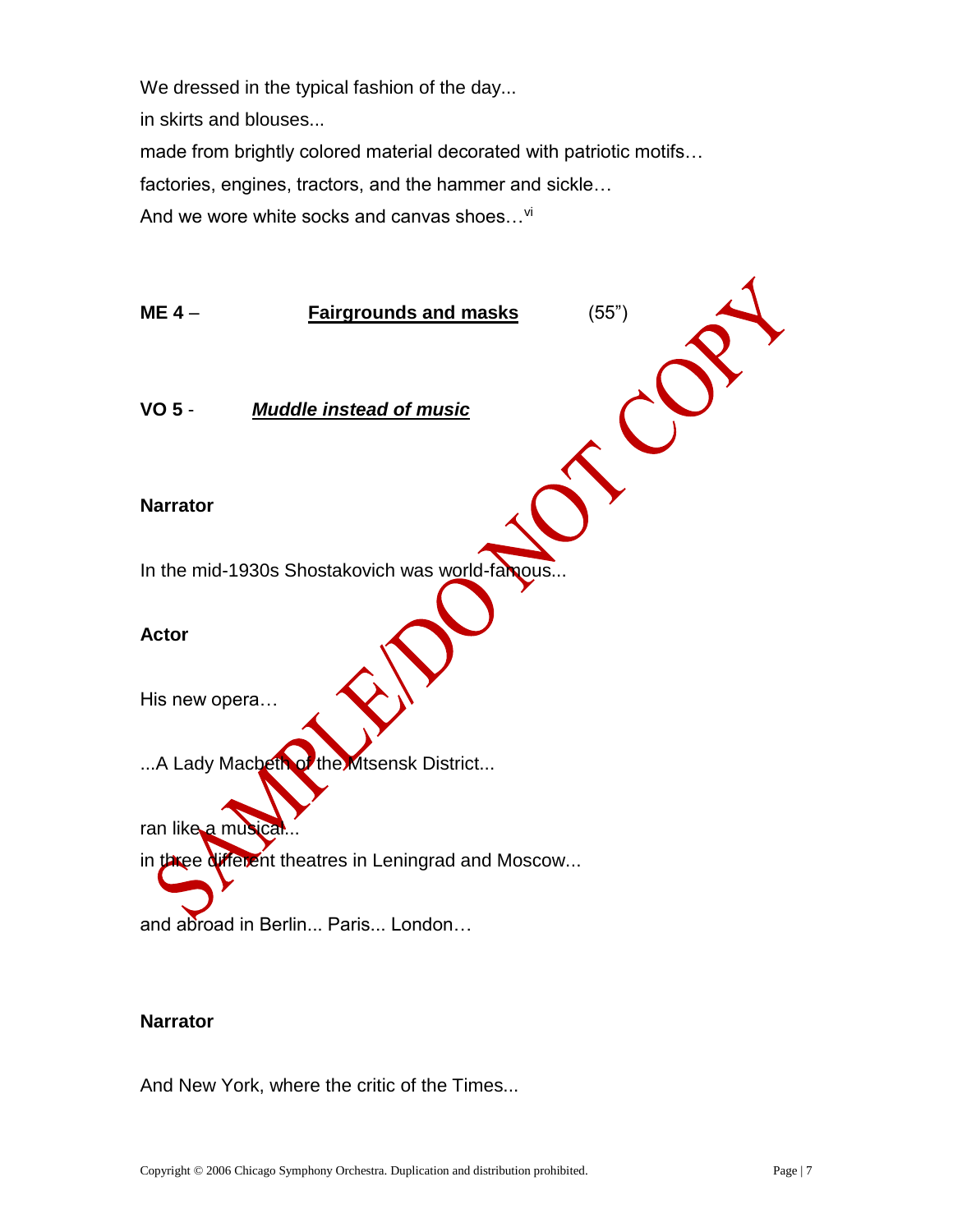We dressed in the typical fashion of the day...

in skirts and blouses...

made from brightly colored material decorated with patriotic motifs…

factories, engines, tractors, and the hammer and sickle…

And we wore white socks and canvas shoes…[vi]

**ME 4** – **<u>Fairgrounds and masks</u>** (55")

**VO 5** - ***<u>Muddle instead of music</u>***

**Narrator**

In the mid-1930s Shostakovich was world-famous...

**Actor**

His new opera…

...A Lady Macbeth of the Mtsensk District...

ran like a musical...

in three different theatres in Leningrad and Moscow...

and abroad in Berlin... Paris... London…

**Narrator**

And New York, where the critic of the Times...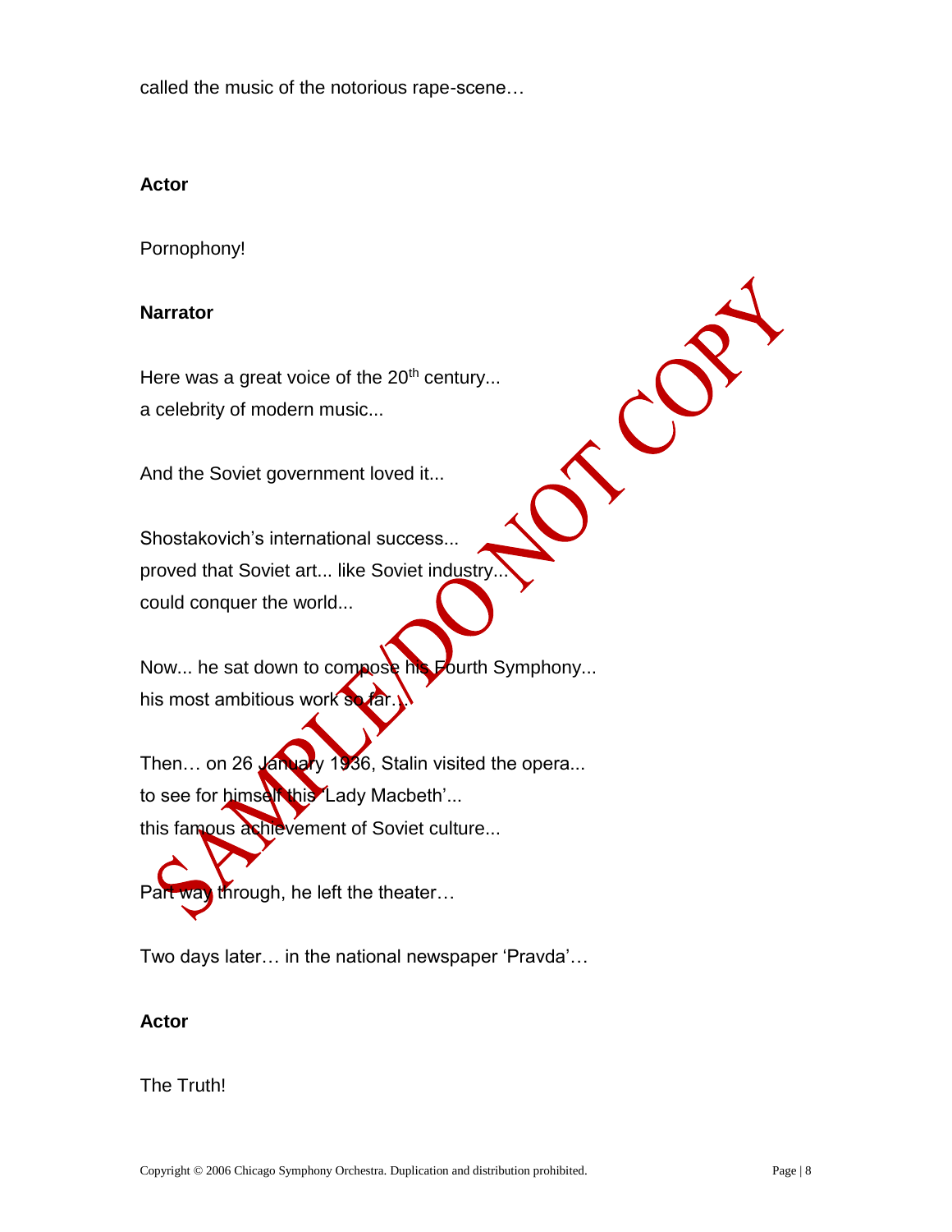called the music of the notorious rape-scene…

**Actor**

Pornophony!

**Narrator**

Here was a great voice of the 20th century...
a celebrity of modern music...

And the Soviet government loved it...

Shostakovich's international success...
proved that Soviet art... like Soviet industry...
could conquer the world...

Now... he sat down to compose his Fourth Symphony...
his most ambitious work so far…

Then… on 26 January 1936, Stalin visited the opera...
to see for himself this 'Lady Macbeth'...
this famous achievement of Soviet culture...

Part way through, he left the theater…

Two days later… in the national newspaper 'Pravda'…

**Actor**

The Truth!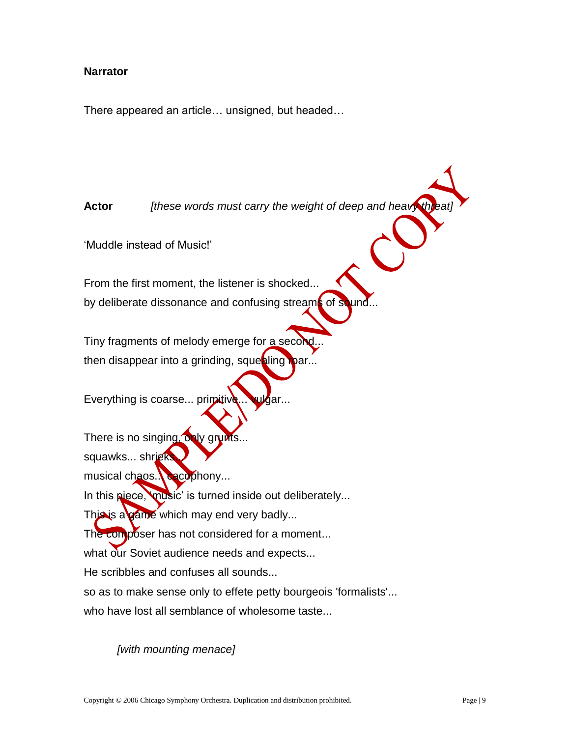**Narrator**

There appeared an article… unsigned, but headed…

**Actor** *[these words must carry the weight of deep and heavy threat]*

'Muddle instead of Music!'

From the first moment, the listener is shocked...
by deliberate dissonance and confusing streams of sound...

Tiny fragments of melody emerge for a second...
then disappear into a grinding, squealing roar...

Everything is coarse... primitive... vulgar...

There is no singing, only grunts...
squawks... shrieks...
musical chaos... cacophony...
In this piece, 'music' is turned inside out deliberately...
This is a game which may end very badly...
The composer has not considered for a moment...
what our Soviet audience needs and expects...
He scribbles and confuses all sounds...
so as to make sense only to effete petty bourgeois 'formalists'...
who have lost all semblance of wholesome taste...

*[with mounting menace]*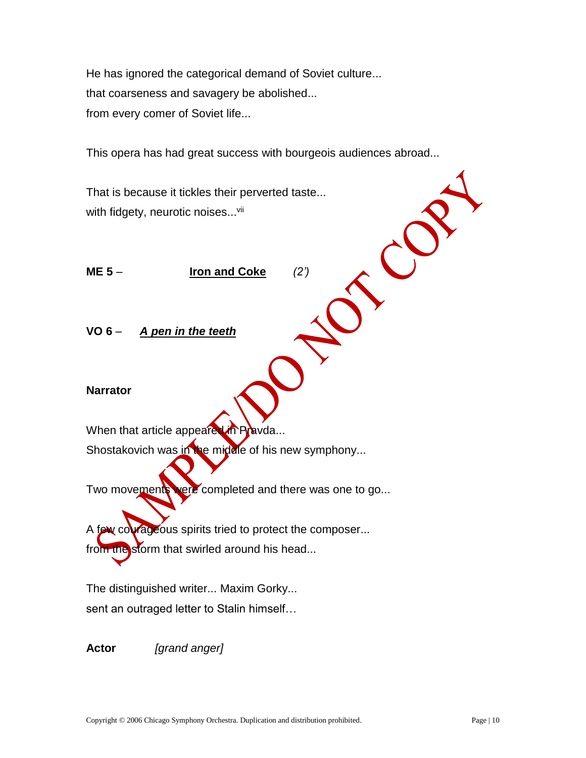He has ignored the categorical demand of Soviet culture...
that coarseness and savagery be abolished...
from every comer of Soviet life...

This opera has had great success with bourgeois audiences abroad...

That is because it tickles their perverted taste...
with fidgety, neurotic noises...[vii]

**ME 5** – **Iron and Coke** *(2')*

**VO 6** – ***A pen in the teeth***

**Narrator**

When that article appeared in Pravda...
Shostakovich was in the middle of his new symphony...

Two movements were completed and there was one to go...

A few courageous spirits tried to protect the composer...
from the storm that swirled around his head...

The distinguished writer... Maxim Gorky...
sent an outraged letter to Stalin himself…

**Actor** *[grand anger]*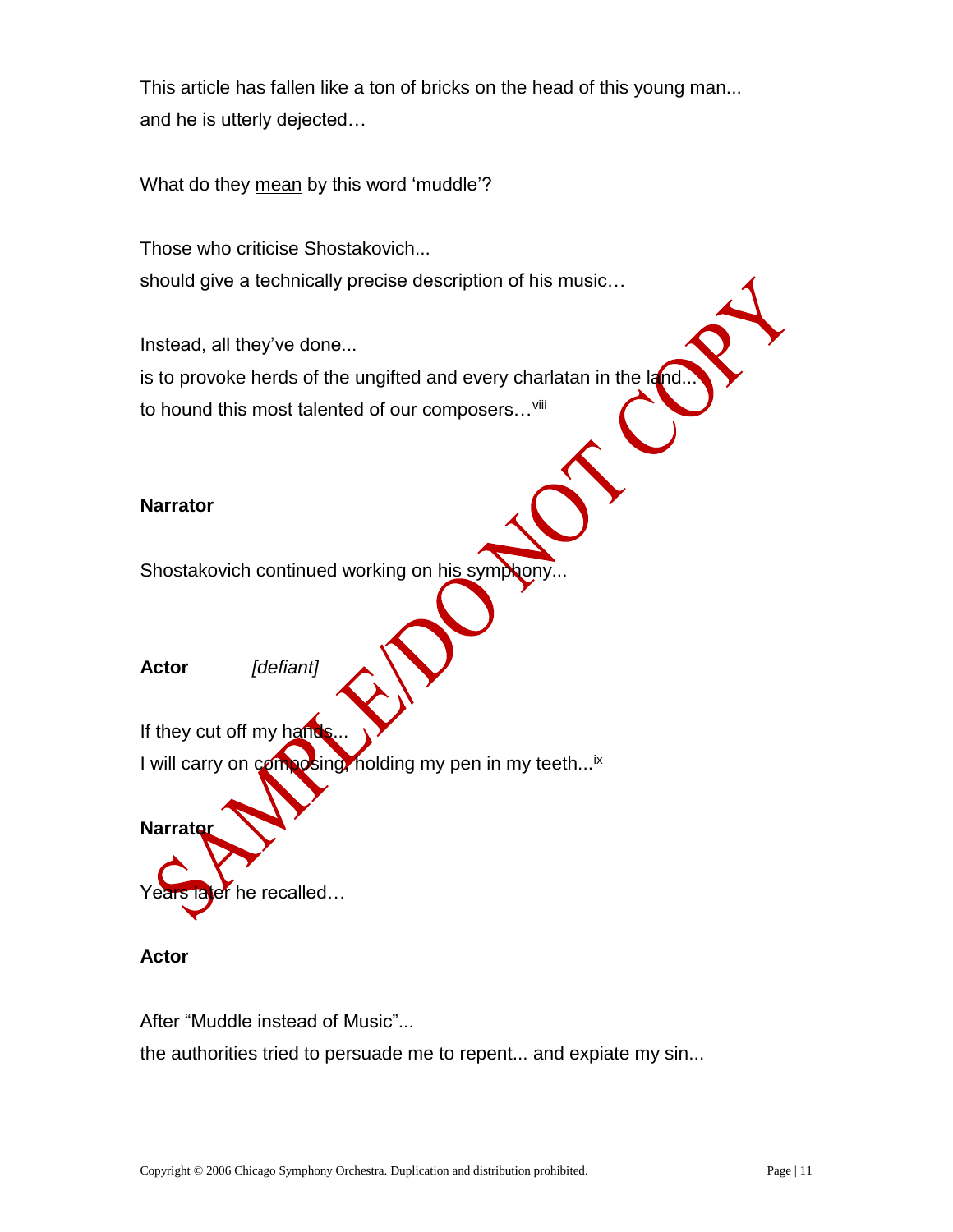This article has fallen like a ton of bricks on the head of this young man...
and he is utterly dejected…

What do they <u>mean</u> by this word 'muddle'?

Those who criticise Shostakovich...
should give a technically precise description of his music…

Instead, all they've done...
is to provoke herds of the ungifted and every charlatan in the land...
to hound this most talented of our composers…[viii]

**Narrator**

Shostakovich continued working on his symphony...

**Actor** *[defiant]*

If they cut off my hands...
I will carry on composing, holding my pen in my teeth...[ix]

**Narrator**

Years later he recalled…

**Actor**

After "Muddle instead of Music"...
the authorities tried to persuade me to repent... and expiate my sin...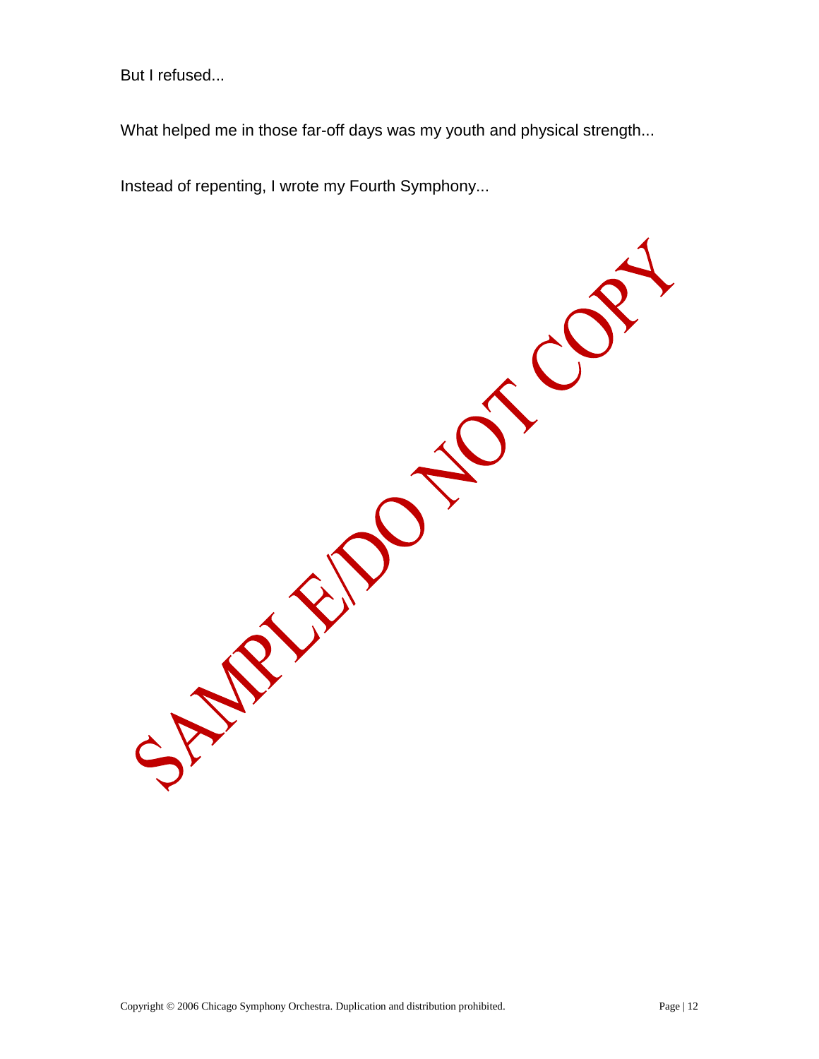But I refused...

What helped me in those far-off days was my youth and physical strength...

Instead of repenting, I wrote my Fourth Symphony...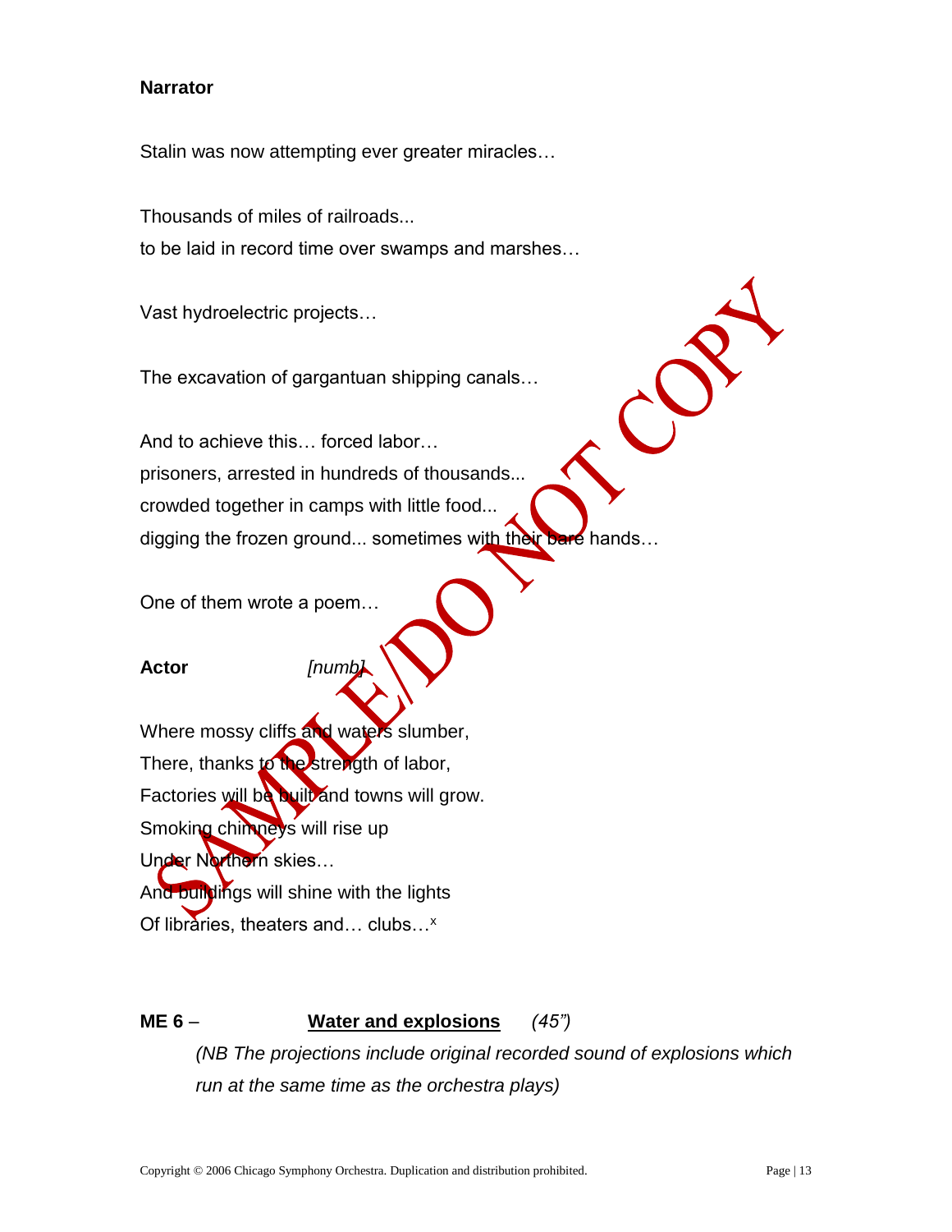**Narrator**

Stalin was now attempting ever greater miracles…

Thousands of miles of railroads...
to be laid in record time over swamps and marshes…

Vast hydroelectric projects…

The excavation of gargantuan shipping canals…

And to achieve this… forced labor…
prisoners, arrested in hundreds of thousands...
crowded together in camps with little food...
digging the frozen ground... sometimes with their bare hands…

One of them wrote a poem…

**Actor** *[numb]*

Where mossy cliffs and waters slumber,
There, thanks to the strength of labor,
Factories will be built and towns will grow.
Smoking chimneys will rise up
Under Northern skies…
And buildings will shine with the lights
Of libraries, theaters and… clubs…[x]

**ME 6** – **Water and explosions** *(45")*

*(NB The projections include original recorded sound of explosions which run at the same time as the orchestra plays)*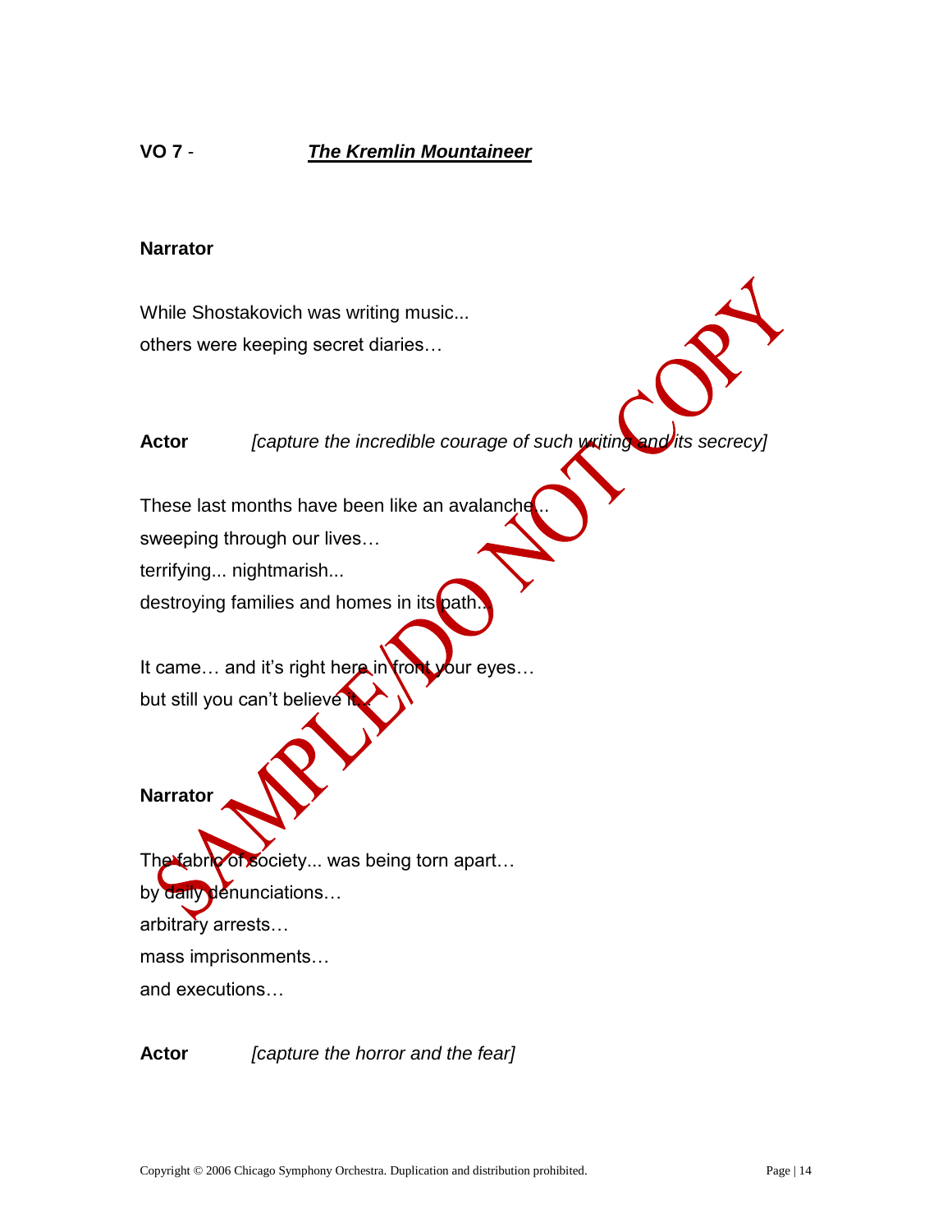**VO 7** - ***The Kremlin Mountaineer***

**Narrator**

While Shostakovich was writing music...
others were keeping secret diaries…

**Actor** *[capture the incredible courage of such writing and its secrecy]*

These last months have been like an avalanche...
sweeping through our lives…
terrifying... nightmarish...
destroying families and homes in its path...

It came… and it's right here in front your eyes…
but still you can't believe it...

**Narrator**

The fabric of society... was being torn apart…
by daily denunciations…
arbitrary arrests…
mass imprisonments…
and executions…

**Actor** *[capture the horror and the fear]*

Copyright © 2006 Chicago Symphony Orchestra. Duplication and distribution prohibited.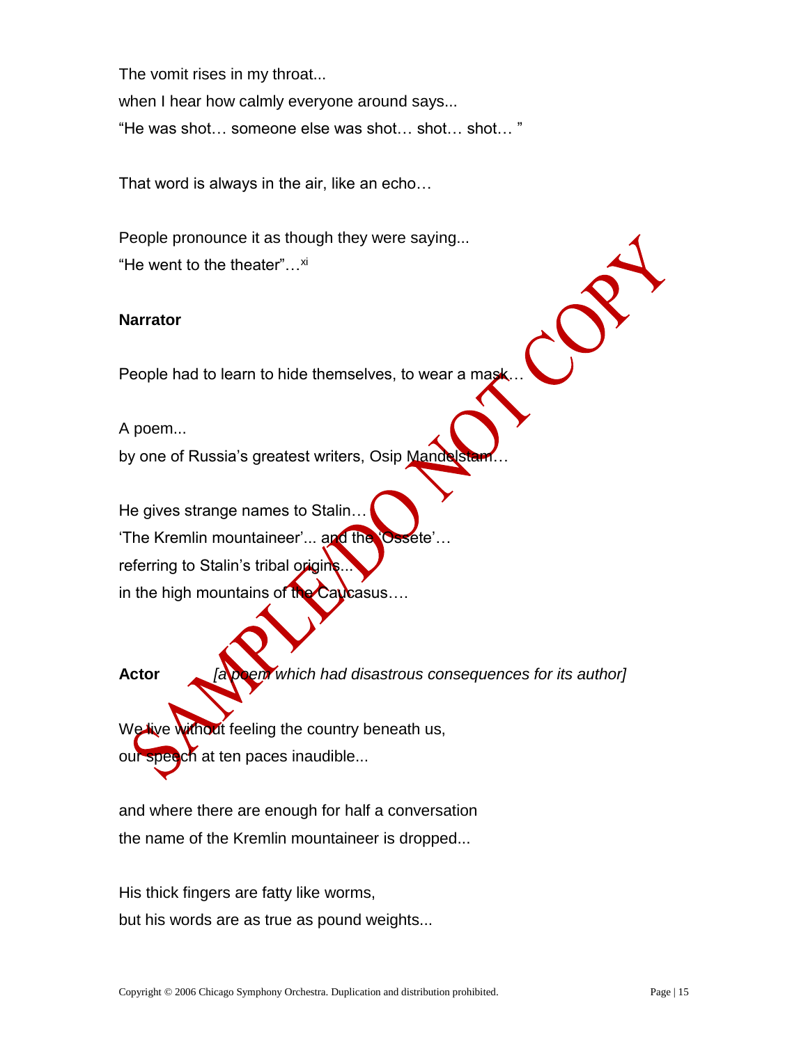The vomit rises in my throat...

when I hear how calmly everyone around says...

"He was shot… someone else was shot… shot… shot… "

That word is always in the air, like an echo…

People pronounce it as though they were saying...

"He went to the theater"…[xi]

**Narrator**

People had to learn to hide themselves, to wear a mask…

A poem...

by one of Russia's greatest writers, Osip Mandelstam…

He gives strange names to Stalin…

'The Kremlin mountaineer'... and the 'Ossete'…

referring to Stalin's tribal origins...

in the high mountains of the Caucasus….

**Actor** *[a poem which had disastrous consequences for its author]*

We live without feeling the country beneath us,

our speech at ten paces inaudible...

and where there are enough for half a conversation

the name of the Kremlin mountaineer is dropped...

His thick fingers are fatty like worms,

but his words are as true as pound weights...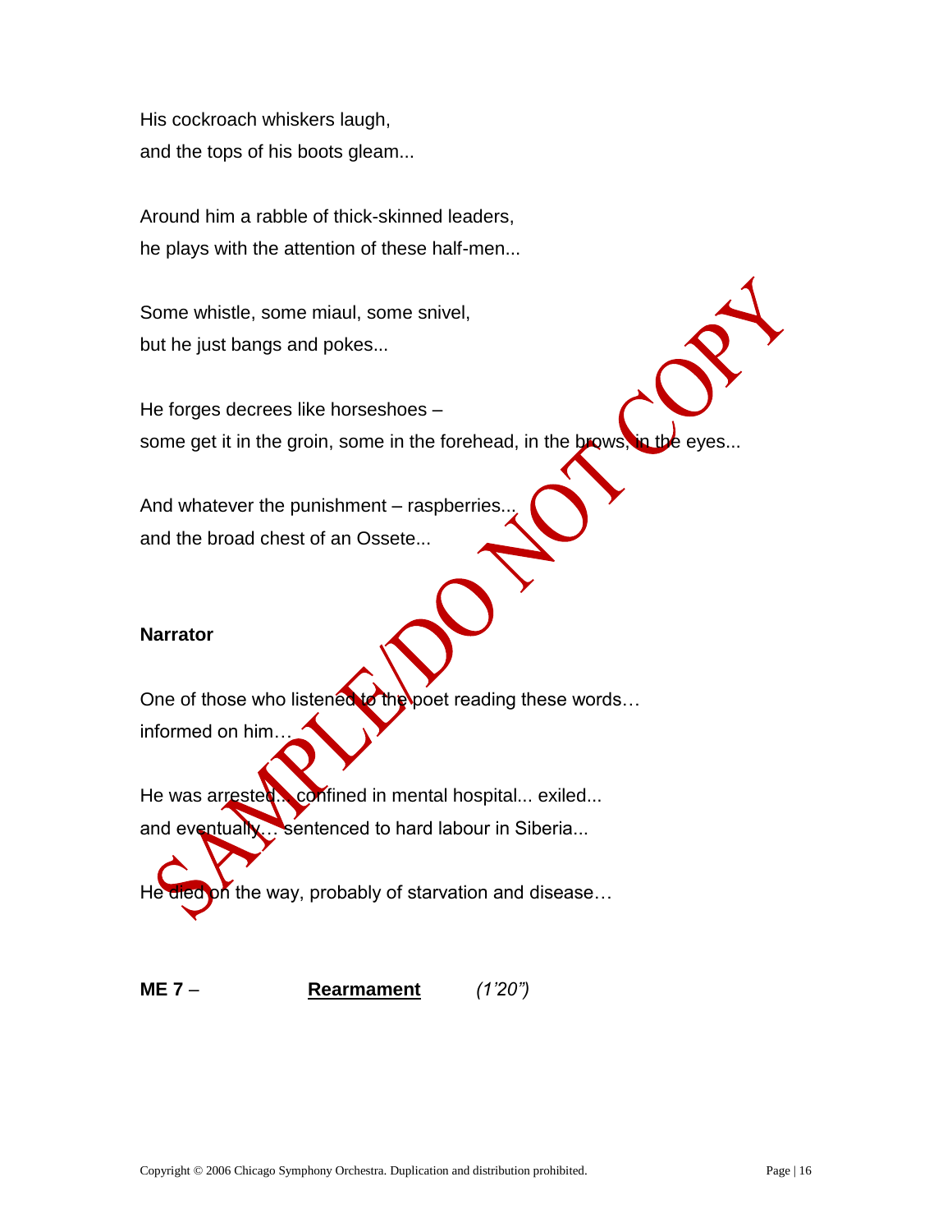His cockroach whiskers laugh,
and the tops of his boots gleam...

Around him a rabble of thick-skinned leaders,
he plays with the attention of these half-men...

Some whistle, some miaul, some snivel,
but he just bangs and pokes...

He forges decrees like horseshoes –
some get it in the groin, some in the forehead, in the brows, in the eyes...

And whatever the punishment – raspberries...
and the broad chest of an Ossete...

**Narrator**

One of those who listened to the poet reading these words…
informed on him…

He was arrested... confined in mental hospital... exiled...
and eventually… sentenced to hard labour in Siberia...

He died on the way, probably of starvation and disease…

**ME 7** – **Rearmament** *(1'20")*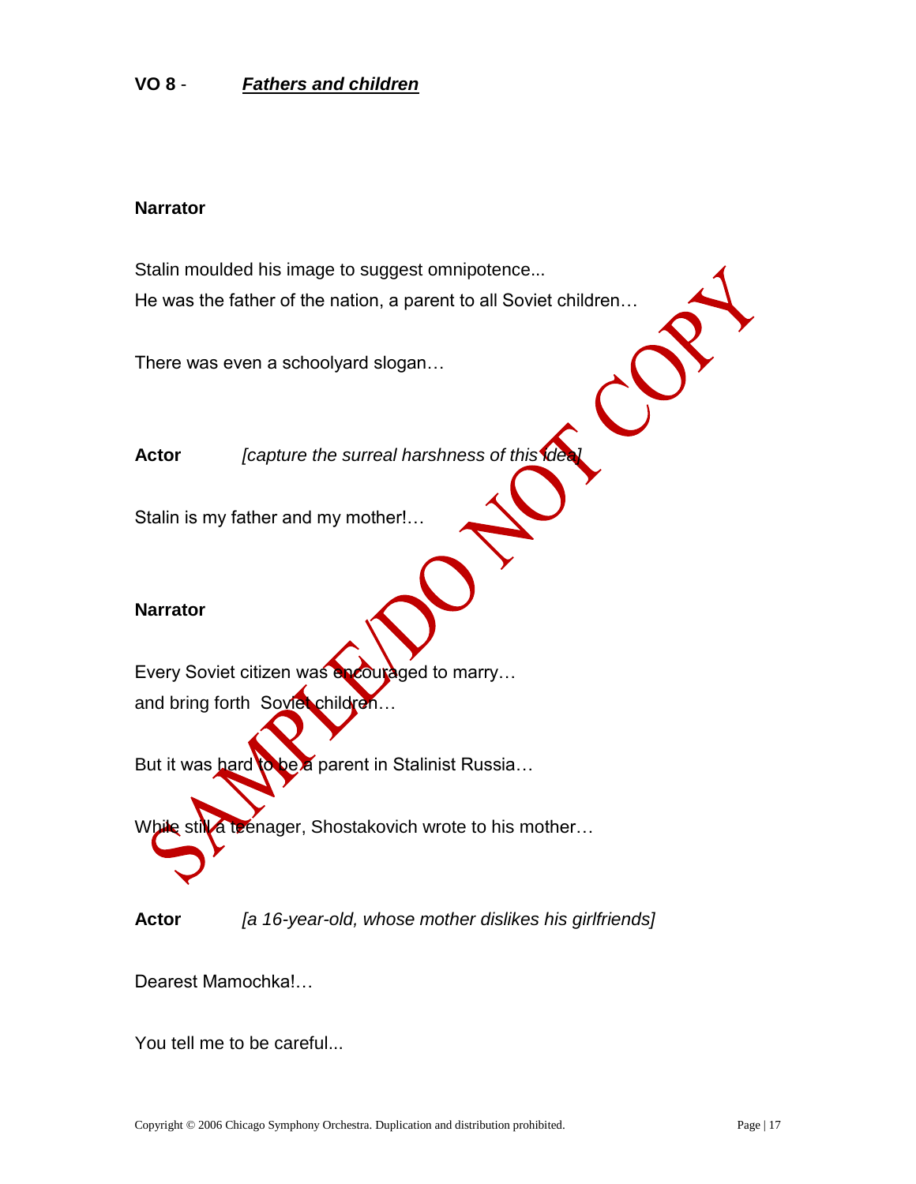**VO 8** - ***Fathers and children***

**Narrator**

Stalin moulded his image to suggest omnipotence...
He was the father of the nation, a parent to all Soviet children…

There was even a schoolyard slogan…

**Actor** *[capture the surreal harshness of this idea]*

Stalin is my father and my mother!…

**Narrator**

Every Soviet citizen was encouraged to marry…
and bring forth Soviet children…

But it was hard to be a parent in Stalinist Russia…

While still a teenager, Shostakovich wrote to his mother…

**Actor** *[a 16-year-old, whose mother dislikes his girlfriends]*

Dearest Mamochka!…

You tell me to be careful...

SAMPLE/DO NOT COPY

Copyright © 2006 Chicago Symphony Orchestra. Duplication and distribution prohibited.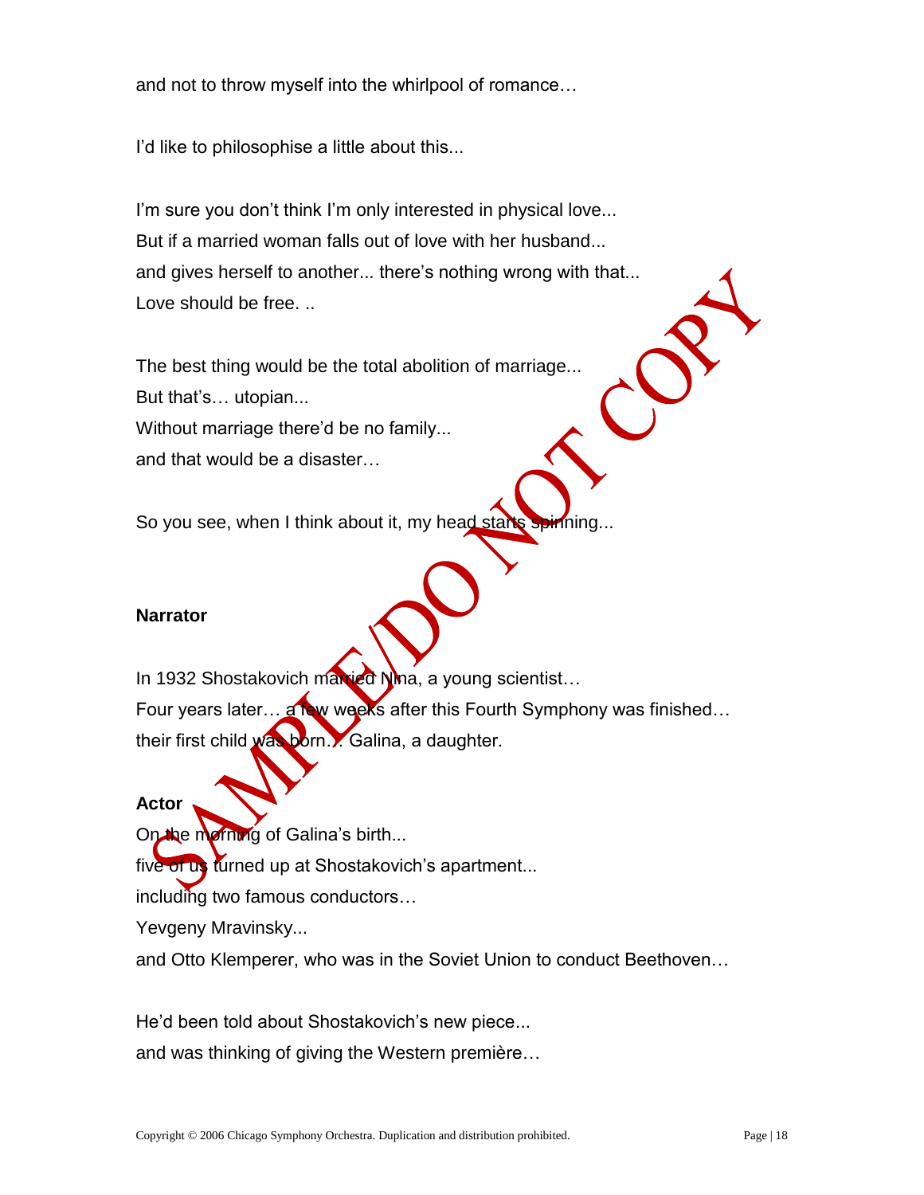and not to throw myself into the whirlpool of romance…

I'd like to philosophise a little about this...

I'm sure you don't think I'm only interested in physical love...
But if a married woman falls out of love with her husband...
and gives herself to another... there's nothing wrong with that...
Love should be free. ..

The best thing would be the total abolition of marriage...
But that's… utopian...
Without marriage there'd be no family...
and that would be a disaster…

So you see, when I think about it, my head starts spinning...

**Narrator**

In 1932 Shostakovich married Nina, a young scientist…
Four years later… a few weeks after this Fourth Symphony was finished…
their first child was born… Galina, a daughter.

**Actor**

On the morning of Galina's birth...
five of us turned up at Shostakovich's apartment...
including two famous conductors…
Yevgeny Mravinsky...
and Otto Klemperer, who was in the Soviet Union to conduct Beethoven…

He'd been told about Shostakovich's new piece...
and was thinking of giving the Western première…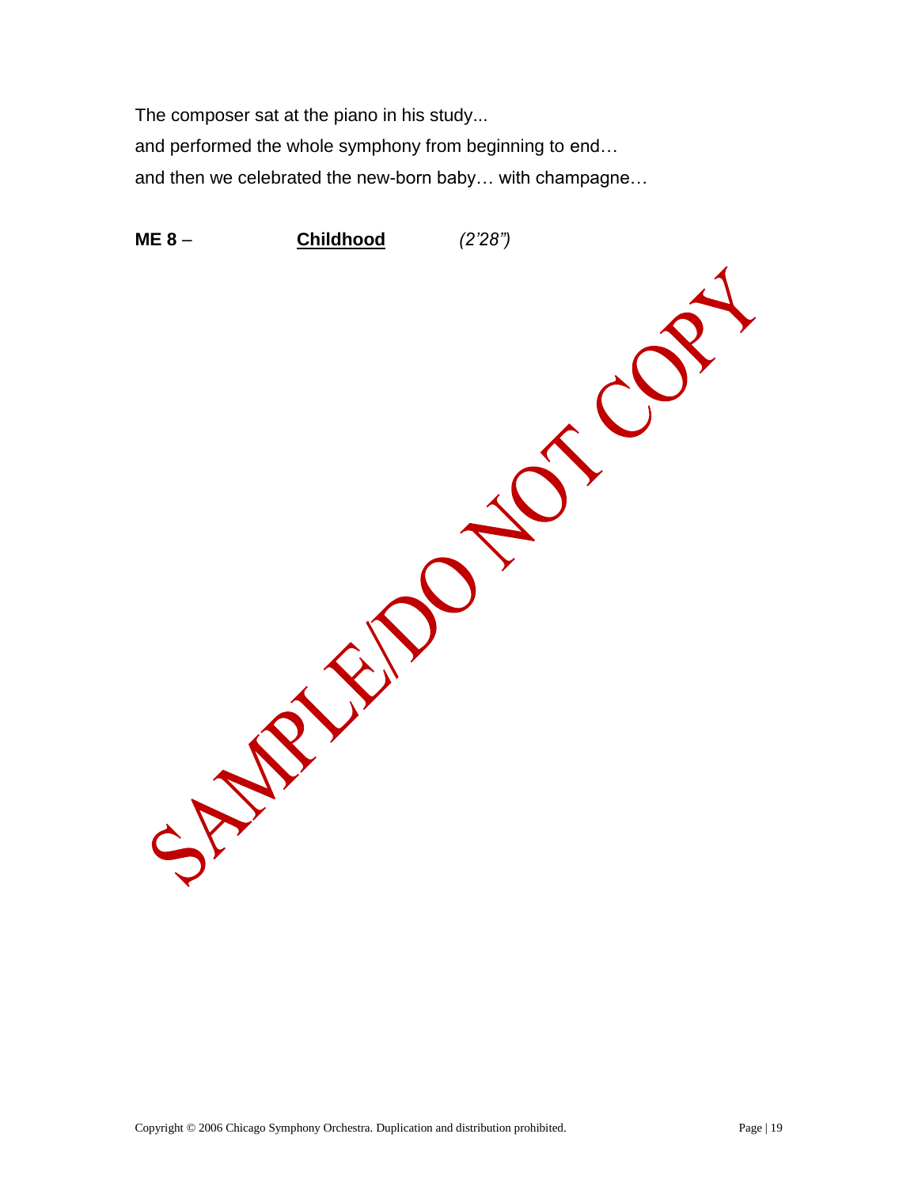The composer sat at the piano in his study...
and performed the whole symphony from beginning to end…
and then we celebrated the new-born baby… with champagne…

**ME 8** – **Childhood** *(2'28")*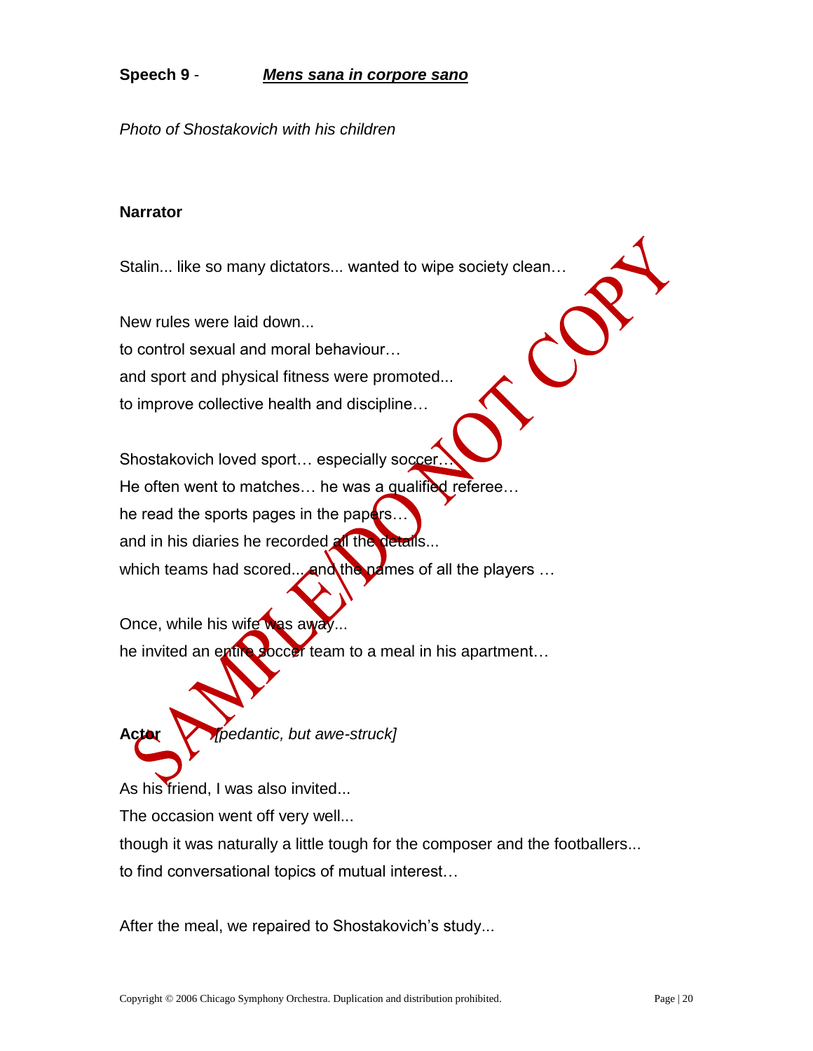**Speech 9** - ***Mens sana in corpore sano***

*Photo of Shostakovich with his children*

**Narrator**

Stalin... like so many dictators... wanted to wipe society clean…

New rules were laid down...
to control sexual and moral behaviour…
and sport and physical fitness were promoted...
to improve collective health and discipline…

Shostakovich loved sport… especially soccer…
He often went to matches… he was a qualified referee…
he read the sports pages in the papers…
and in his diaries he recorded all the details...
which teams had scored... and the names of all the players …

Once, while his wife was away...
he invited an entire soccer team to a meal in his apartment…

**Actor** *[pedantic, but awe-struck]*

As his friend, I was also invited...
The occasion went off very well...
though it was naturally a little tough for the composer and the footballers...
to find conversational topics of mutual interest…

After the meal, we repaired to Shostakovich's study...

Copyright © 2006 Chicago Symphony Orchestra. Duplication and distribution prohibited.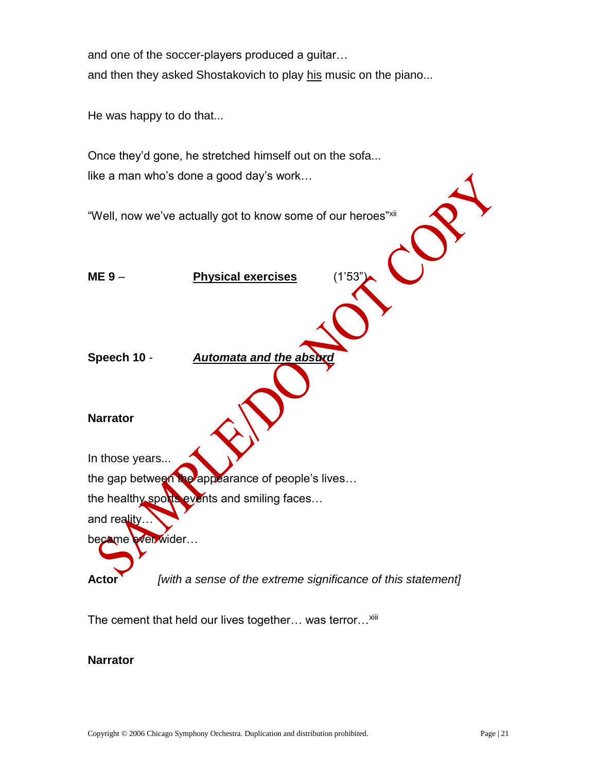and one of the soccer-players produced a guitar…
and then they asked Shostakovich to play his music on the piano...

He was happy to do that...

Once they'd gone, he stretched himself out on the sofa...
like a man who's done a good day's work…

"Well, now we've actually got to know some of our heroes"[xii]

**ME 9** – **Physical exercises** (1'53")

**Speech 10** - ***Automata and the absurd***

**Narrator**

In those years...
the gap between the appearance of people's lives…
the healthy sports events and smiling faces…
and reality…
became ever wider…

**Actor** *[with a sense of the extreme significance of this statement]*

The cement that held our lives together… was terror…[xiii]

**Narrator**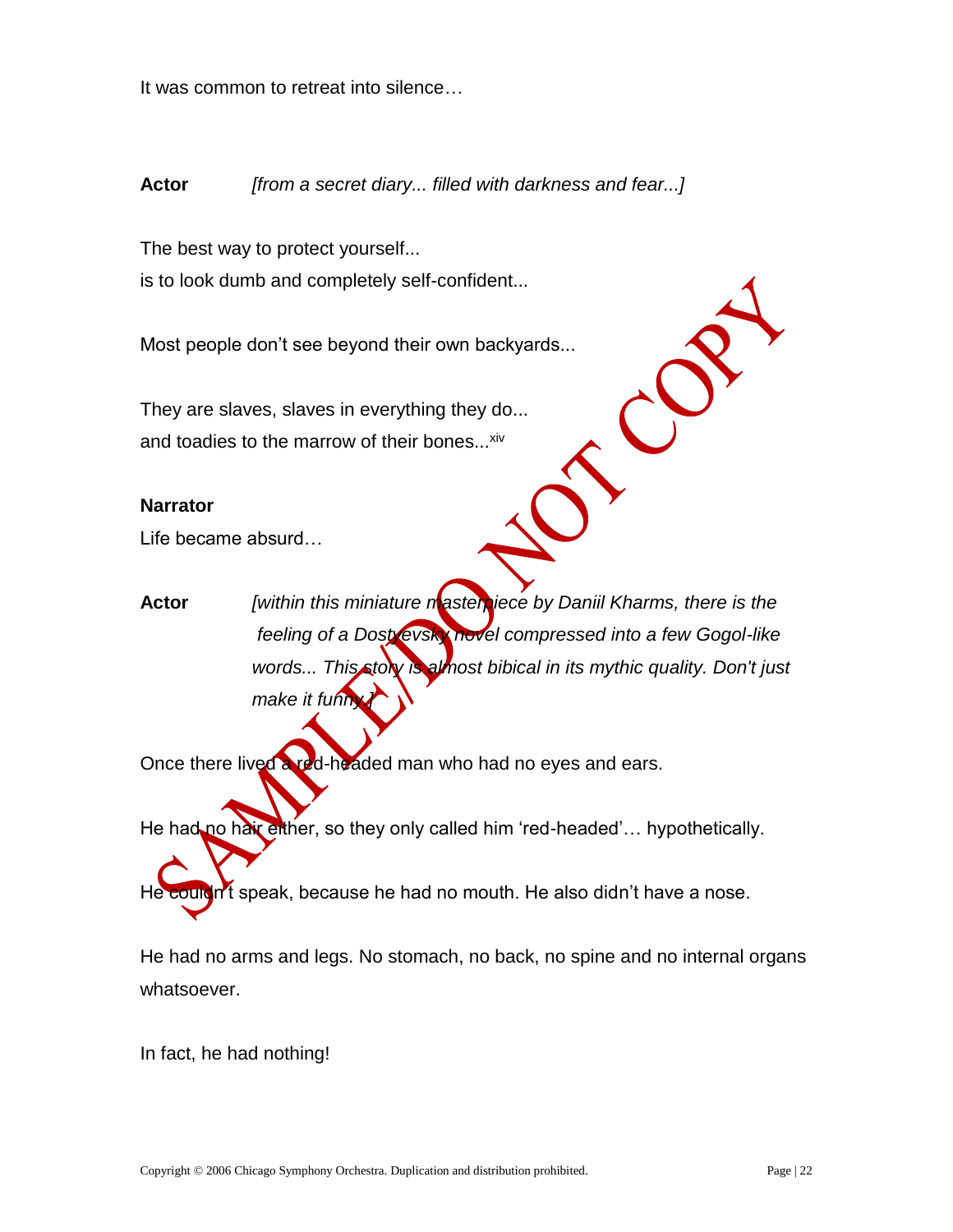It was common to retreat into silence…

**Actor** *[from a secret diary... filled with darkness and fear...]*

The best way to protect yourself...
is to look dumb and completely self-confident...

Most people don't see beyond their own backyards...

They are slaves, slaves in everything they do...
and toadies to the marrow of their bones...[xiv]

**Narrator**
Life became absurd…

**Actor** *[within this miniature masterpiece by Daniil Kharms, there is the feeling of a Dostyevsky novel compressed into a few Gogol-like words... This story is almost bibical in its mythic quality. Don't just make it funny.]*

Once there lived a red-headed man who had no eyes and ears.

He had no hair either, so they only called him 'red-headed'… hypothetically.

He couldn't speak, because he had no mouth. He also didn't have a nose.

He had no arms and legs. No stomach, no back, no spine and no internal organs whatsoever.

In fact, he had nothing!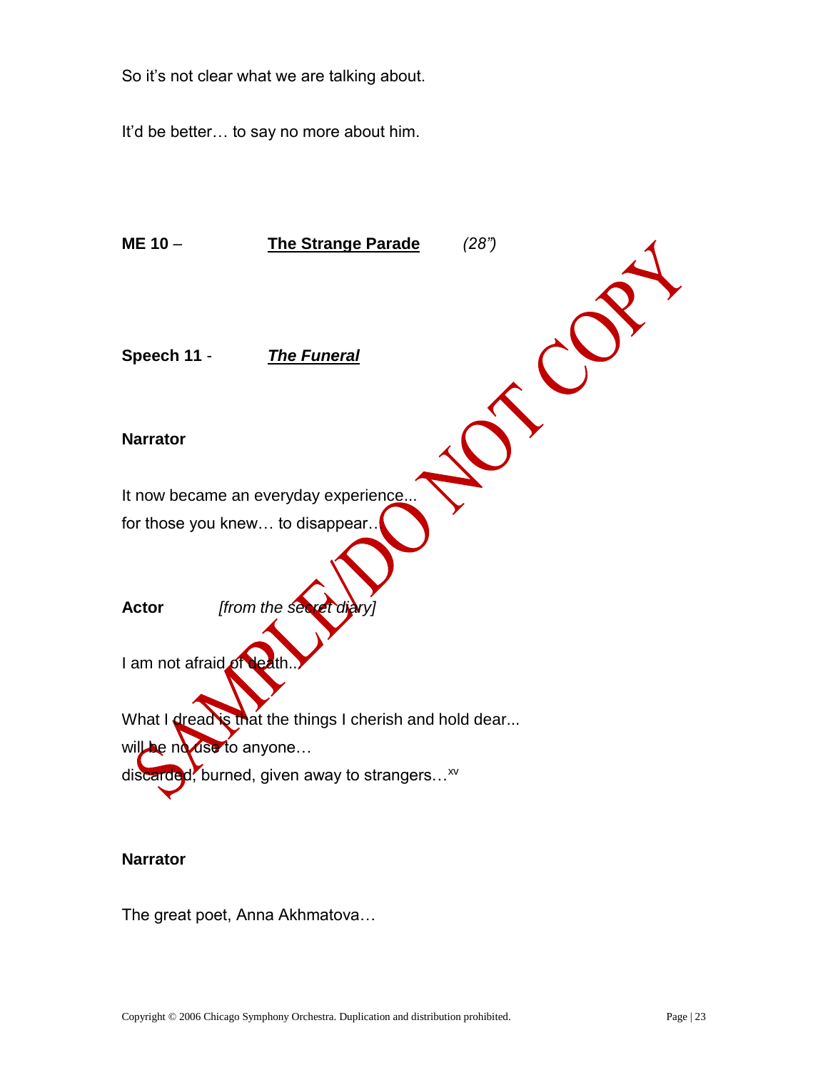So it's not clear what we are talking about.

It'd be better… to say no more about him.

**ME 10** – **The Strange Parade** *(28")*

**Speech 11** - ***The Funeral***

**Narrator**

It now became an everyday experience...
for those you knew… to disappear…

**Actor** *[from the secret diary]*

I am not afraid of death...

What I dread is that the things I cherish and hold dear...
will be no use to anyone…
discarded, burned, given away to strangers…[xv]

**Narrator**

The great poet, Anna Akhmatova…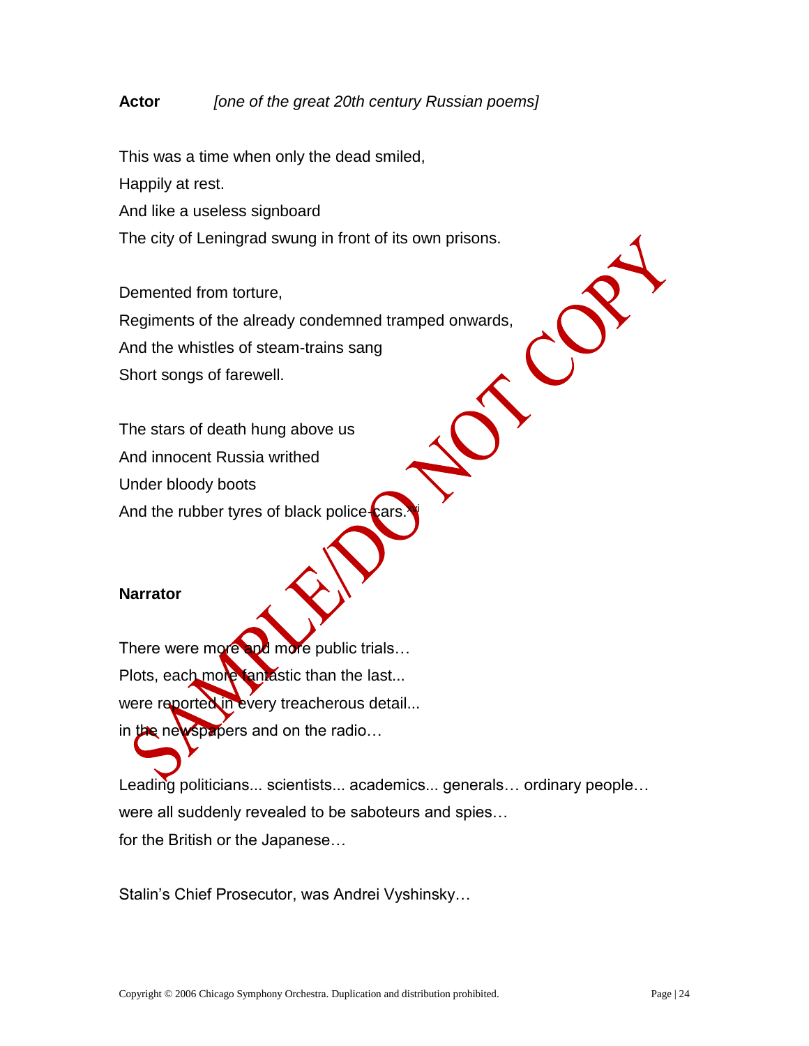**Actor** *[one of the great 20th century Russian poems]*

This was a time when only the dead smiled,
Happily at rest.
And like a useless signboard
The city of Leningrad swung in front of its own prisons.

Demented from torture,
Regiments of the already condemned tramped onwards,
And the whistles of steam-trains sang
Short songs of farewell.

The stars of death hung above us
And innocent Russia writhed
Under bloody boots
And the rubber tyres of black police-cars.[xvi]

**Narrator**

There were more and more public trials…
Plots, each more fantastic than the last...
were reported in every treacherous detail...
in the newspapers and on the radio…

Leading politicians... scientists... academics... generals… ordinary people…
were all suddenly revealed to be saboteurs and spies…
for the British or the Japanese…

Stalin's Chief Prosecutor, was Andrei Vyshinsky…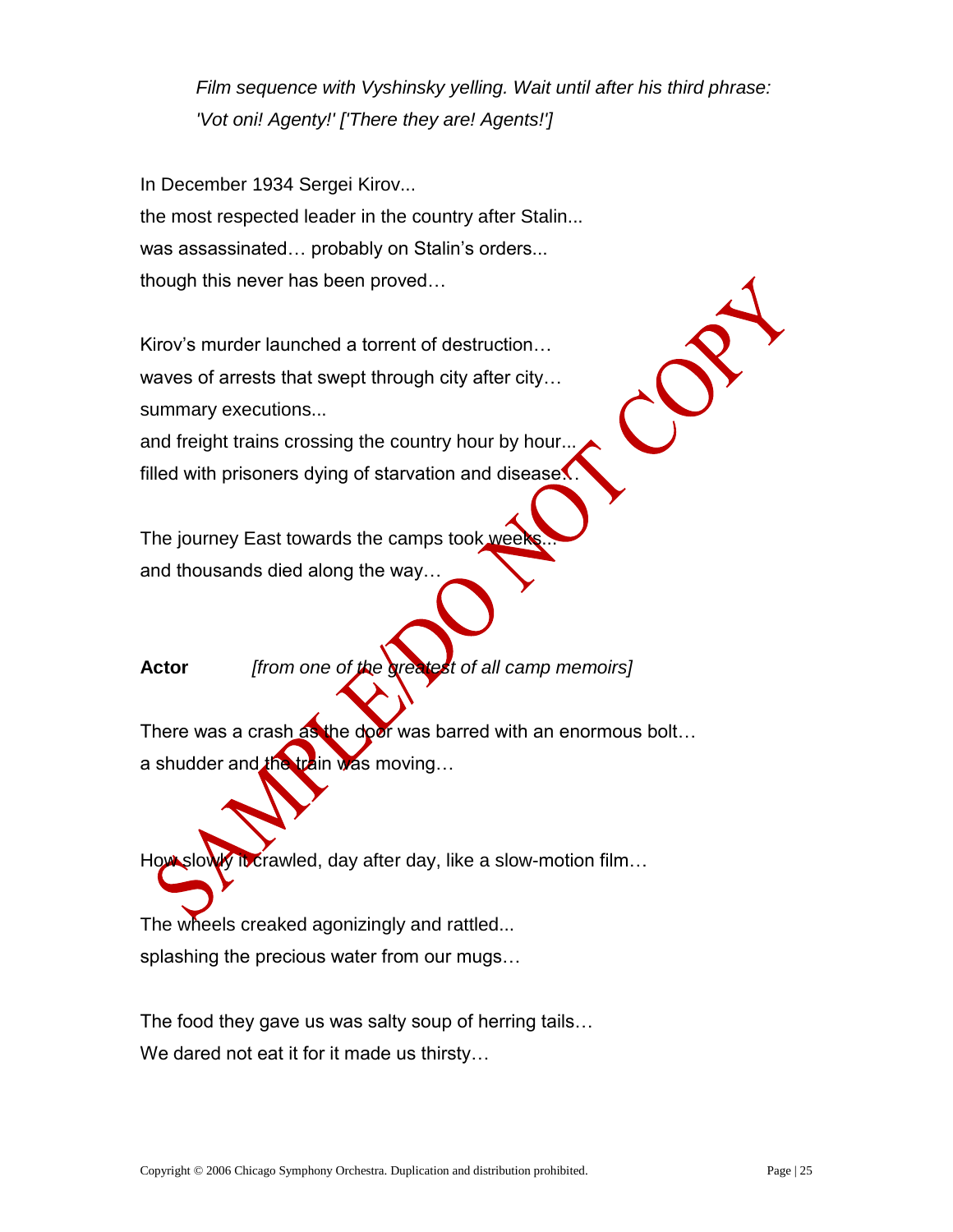*Film sequence with Vyshinsky yelling. Wait until after his third phrase: 'Vot oni! Agenty!' ['There they are! Agents!']*

In December 1934 Sergei Kirov...
the most respected leader in the country after Stalin...
was assassinated… probably on Stalin's orders...
though this never has been proved…

Kirov's murder launched a torrent of destruction…
waves of arrests that swept through city after city…
summary executions...
and freight trains crossing the country hour by hour...
filled with prisoners dying of starvation and disease…

The journey East towards the camps took weeks...
and thousands died along the way…

**Actor** *[from one of the greatest of all camp memoirs]*

There was a crash as the door was barred with an enormous bolt…
a shudder and the train was moving…

How slowly it crawled, day after day, like a slow-motion film…

The wheels creaked agonizingly and rattled...
splashing the precious water from our mugs…

The food they gave us was salty soup of herring tails…
We dared not eat it for it made us thirsty…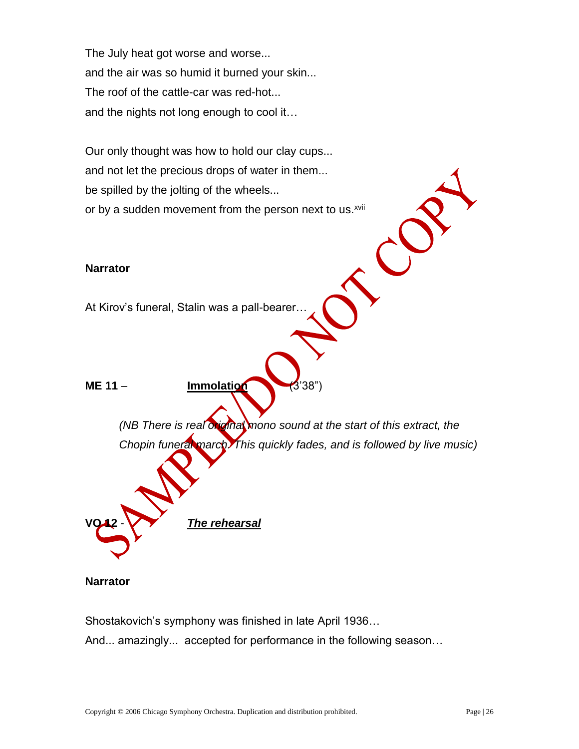The July heat got worse and worse...
and the air was so humid it burned your skin...
The roof of the cattle-car was red-hot...
and the nights not long enough to cool it…

Our only thought was how to hold our clay cups...
and not let the precious drops of water in them...
be spilled by the jolting of the wheels...
or by a sudden movement from the person next to us.[xvii]

**Narrator**

At Kirov's funeral, Stalin was a pall-bearer…

**ME 11** – **Immolation** (3'38")

*(NB There is real original mono sound at the start of this extract, the Chopin funeral march. This quickly fades, and is followed by live music)*

**VO 12** - ***The rehearsal***

**Narrator**

Shostakovich's symphony was finished in late April 1936…
And... amazingly... accepted for performance in the following season…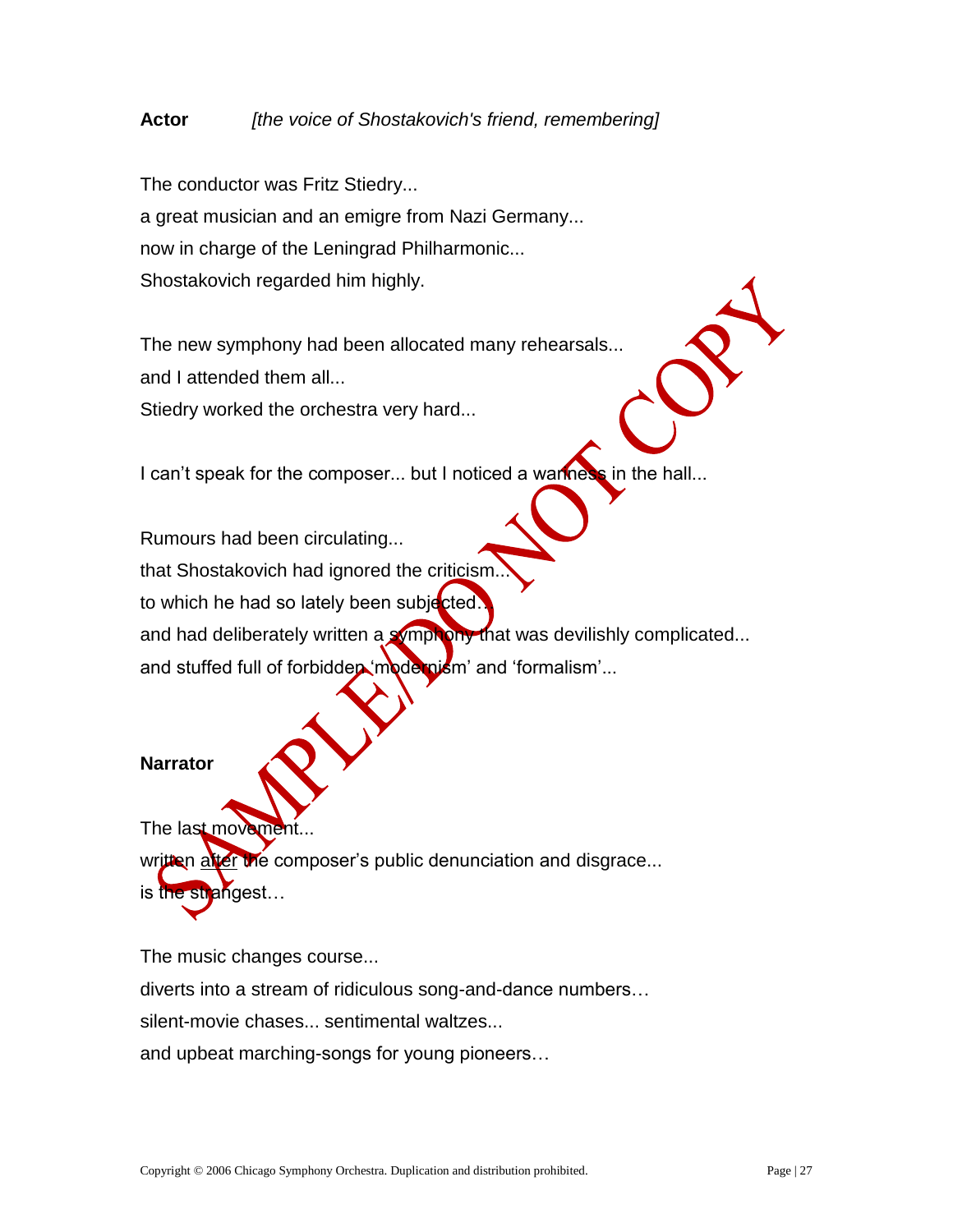**Actor** *[the voice of Shostakovich's friend, remembering]*

The conductor was Fritz Stiedry...
a great musician and an emigre from Nazi Germany...
now in charge of the Leningrad Philharmonic...
Shostakovich regarded him highly.

The new symphony had been allocated many rehearsals...
and I attended them all...
Stiedry worked the orchestra very hard...

I can't speak for the composer... but I noticed a wariness in the hall...

Rumours had been circulating...
that Shostakovich had ignored the criticism...
to which he had so lately been subjected...
and had deliberately written a symphony that was devilishly complicated...
and stuffed full of forbidden 'modernism' and 'formalism'...

**Narrator**

The last movement...
written <u>after</u> the composer's public denunciation and disgrace...
is the strangest…

The music changes course...
diverts into a stream of ridiculous song-and-dance numbers…
silent-movie chases... sentimental waltzes...
and upbeat marching-songs for young pioneers…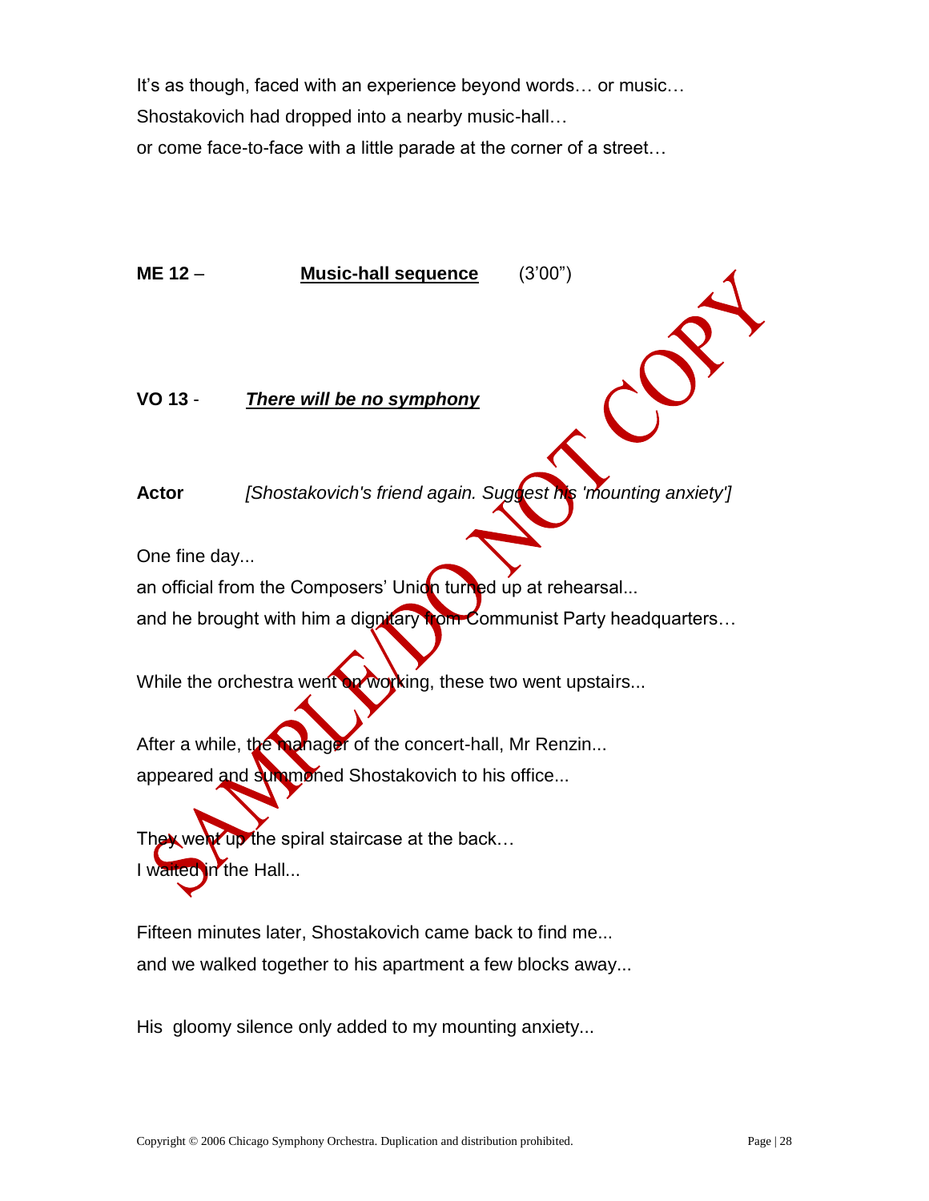It’s as though, faced with an experience beyond words… or music…
Shostakovich had dropped into a nearby music-hall…
or come face-to-face with a little parade at the corner of a street…

**ME 12** – **Music-hall sequence** (3’00”)

**VO 13** - ***There will be no symphony***

**Actor** *[Shostakovich's friend again. Suggest his 'mounting anxiety']*

One fine day...
an official from the Composers’ Union turned up at rehearsal...
and he brought with him a dignitary from Communist Party headquarters…

While the orchestra went on working, these two went upstairs...

After a while, the manager of the concert-hall, Mr Renzin...
appeared and summoned Shostakovich to his office...

They went up the spiral staircase at the back…
I waited in the Hall...

Fifteen minutes later, Shostakovich came back to find me...
and we walked together to his apartment a few blocks away...

His gloomy silence only added to my mounting anxiety...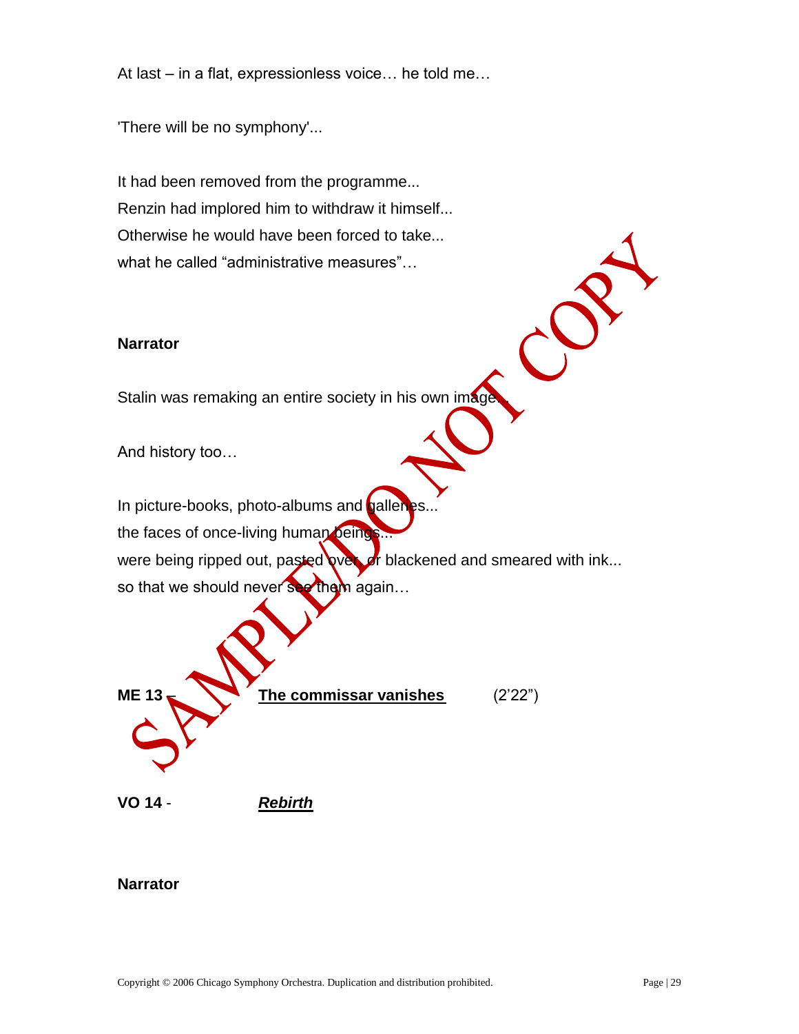At last – in a flat, expressionless voice… he told me…

'There will be no symphony'...

It had been removed from the programme...
Renzin had implored him to withdraw it himself...
Otherwise he would have been forced to take...
what he called “administrative measures”…

**Narrator**

Stalin was remaking an entire society in his own image...

And history too…

In picture-books, photo-albums and galleries...
the faces of once-living human beings...
were being ripped out, pasted over, or blackened and smeared with ink...
so that we should never see them again…

**ME 13 –** **The commissar vanishes** (2’22”)

**VO 14** - ***Rebirth***

**Narrator**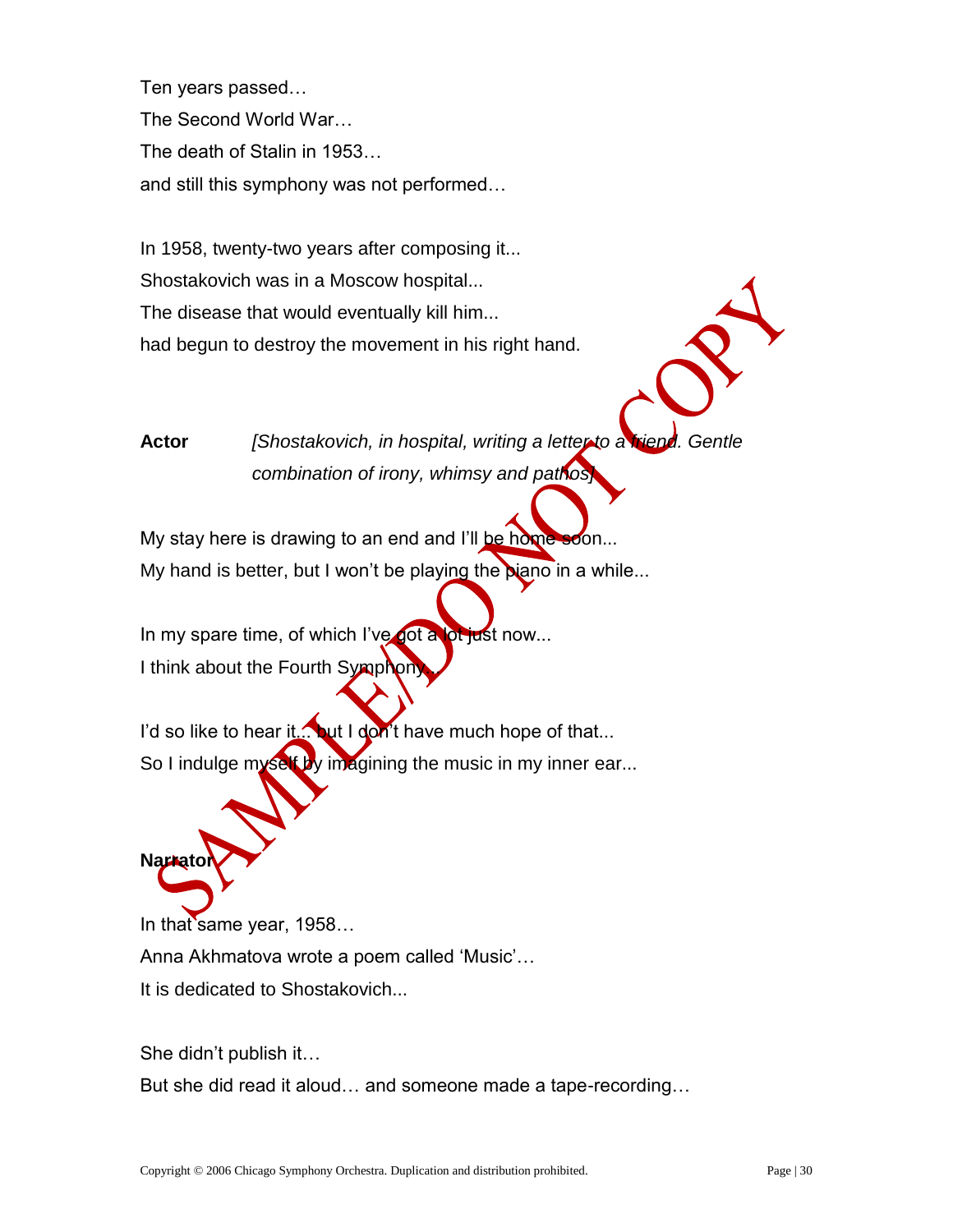Ten years passed…

The Second World War…

The death of Stalin in 1953…

and still this symphony was not performed…

In 1958, twenty-two years after composing it...

Shostakovich was in a Moscow hospital...

The disease that would eventually kill him...

had begun to destroy the movement in his right hand.

**Actor** *[Shostakovich, in hospital, writing a letter to a friend. Gentle combination of irony, whimsy and pathos]*

My stay here is drawing to an end and I'll be home soon...

My hand is better, but I won't be playing the piano in a while...

In my spare time, of which I've got a lot just now...

I think about the Fourth Symphony...

I'd so like to hear it... but I don't have much hope of that...

So I indulge myself by imagining the music in my inner ear...

**Narrator**

In that same year, 1958…

Anna Akhmatova wrote a poem called 'Music'…

It is dedicated to Shostakovich...

She didn't publish it…

But she did read it aloud… and someone made a tape-recording…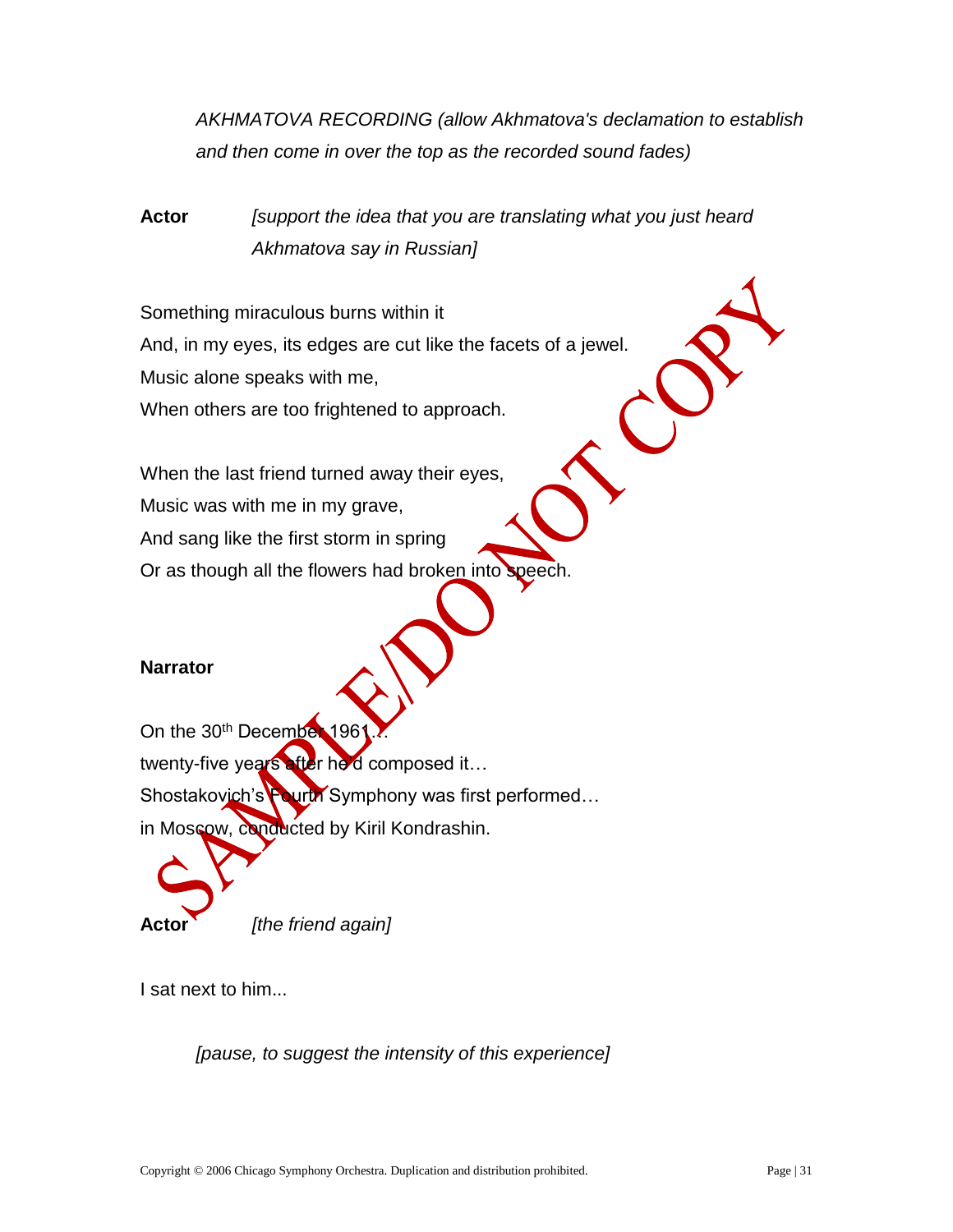*AKHMATOVA RECORDING (allow Akhmatova's declamation to establish and then come in over the top as the recorded sound fades)*

**Actor** *[support the idea that you are translating what you just heard Akhmatova say in Russian]*

Something miraculous burns within it
And, in my eyes, its edges are cut like the facets of a jewel.
Music alone speaks with me,
When others are too frightened to approach.

When the last friend turned away their eyes,
Music was with me in my grave,
And sang like the first storm in spring
Or as though all the flowers had broken into speech.

**Narrator**

On the 30th December 1961…
twenty-five years after he'd composed it…
Shostakovich's Fourth Symphony was first performed…
in Moscow, conducted by Kiril Kondrashin.

**Actor** *[the friend again]*

I sat next to him...

*[pause, to suggest the intensity of this experience]*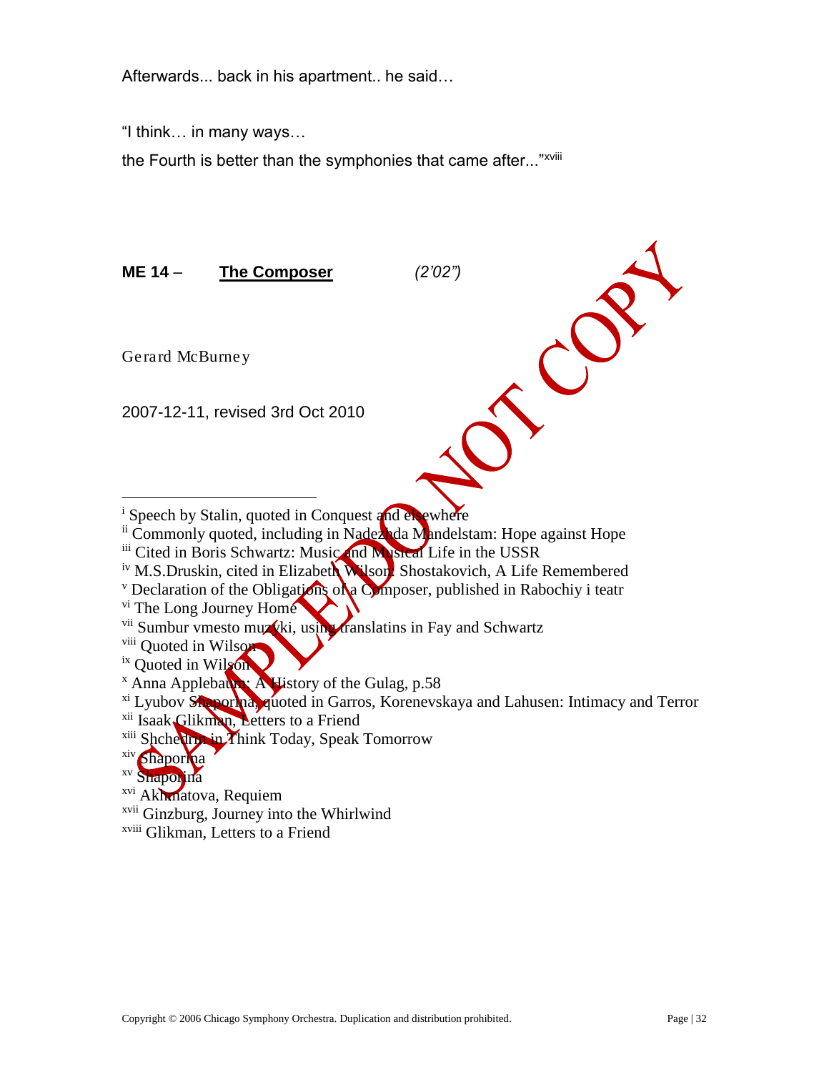Afterwards... back in his apartment.. he said…

“I think… in many ways…

the Fourth is better than the symphonies that came after...”[xviii]

**ME 14** – **The Composer** *(2’02”)*

Gerard McBurney

2007-12-11, revised 3rd Oct 2010

---

[i] Speech by Stalin, quoted in Conquest and elsewhere
[ii] Commonly quoted, including in Nadezhda Mandelstam: Hope against Hope
[iii] Cited in Boris Schwartz: Music and Musical Life in the USSR
[iv] M.S.Druskin, cited in Elizabeth Wilson: Shostakovich, A Life Remembered
[v] Declaration of the Obligations of a Composer, published in Rabochiy i teatr
[vi] The Long Journey Home
[vii] Sumbur vmesto muzyki, using translatins in Fay and Schwartz
[viii] Quoted in Wilson
[ix] Quoted in Wilson
[x] Anna Applebaum: A History of the Gulag, p.58
[xi] Lyubov Shaporina, quoted in Garros, Korenevskaya and Lahusen: Intimacy and Terror
[xii] Isaak Glikman, Letters to a Friend
[xiii] Shchedrin in Think Today, Speak Tomorrow
[xiv] Shaporina
[xv] Shaporina
[xvi] Akhmatova, Requiem
[xvii] Ginzburg, Journey into the Whirlwind
[xviii] Glikman, Letters to a Friend